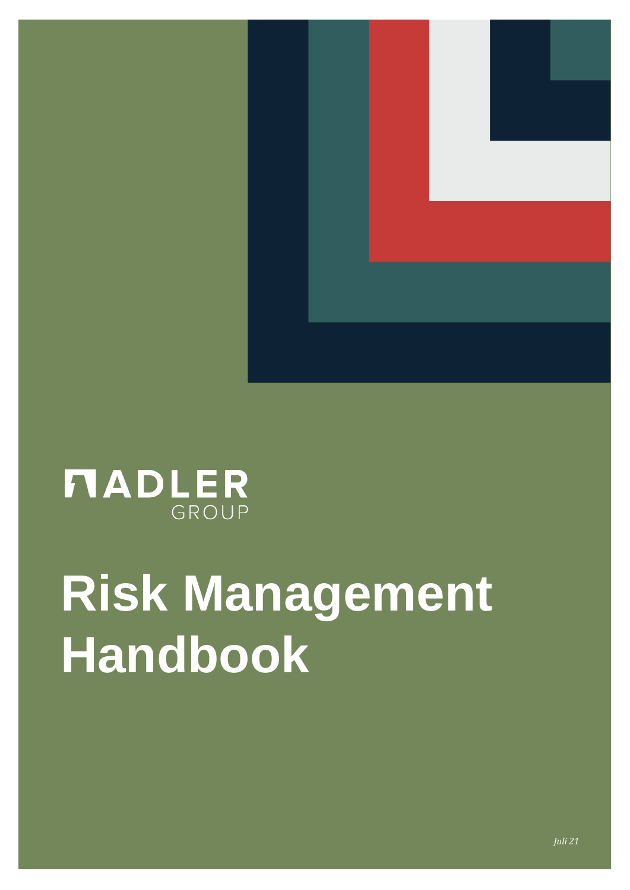ADLER GROUP

# Risk Management Handbook

*Juli 21*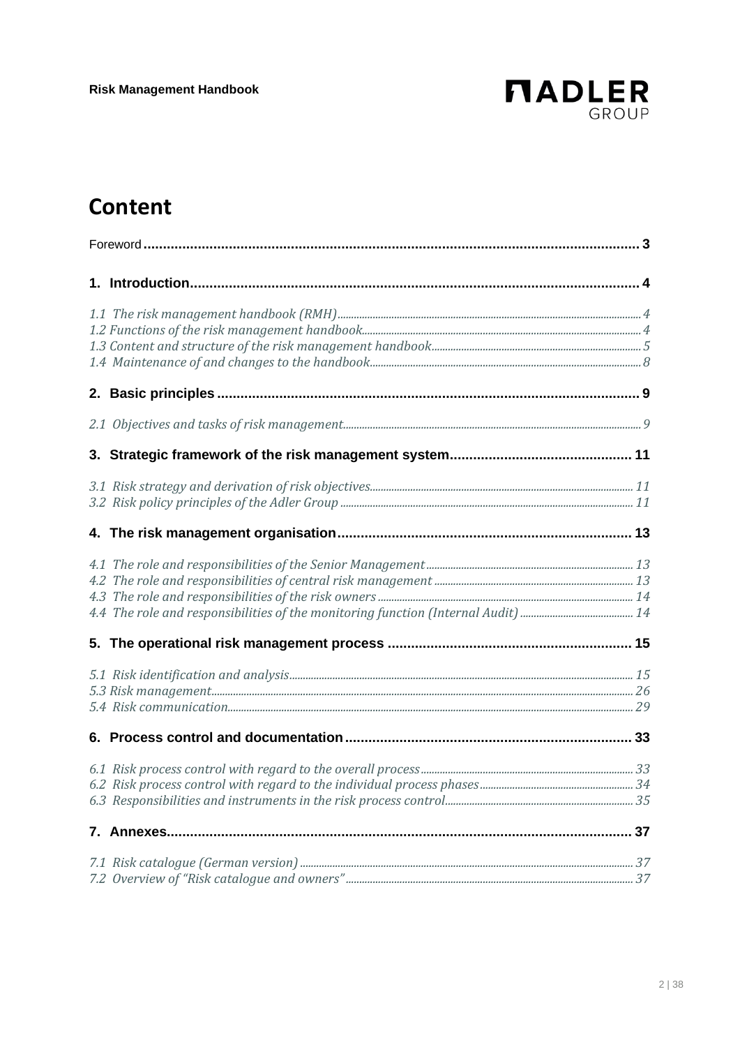# Content

Foreword ............................................................................................................................... 3

**1. Introduction** ..................................................................................................................... 4

*1.1 The risk management handbook (RMH)* ............................................................................. 4
*1.2 Functions of the risk management handbook* ..................................................................... 4
*1.3 Content and structure of the risk management handbook* ................................................... 5
*1.4 Maintenance of and changes to the handbook* ................................................................... 8

**2. Basic principles** ................................................................................................................ 9

*2.1 Objectives and tasks of risk management* .......................................................................... 9

**3. Strategic framework of the risk management system** ......................................................... 11

*3.1 Risk strategy and derivation of risk objectives* ................................................................... 11
*3.2 Risk policy principles of the Adler Group* .......................................................................... 11

**4. The risk management organisation** ................................................................................... 13

*4.1 The role and responsibilities of the Senior Management* .................................................... 13
*4.2 The role and responsibilities of central risk management* ................................................... 13
*4.3 The role and responsibilities of the risk owners* ................................................................. 14
*4.4 The role and responsibilities of the monitoring function (Internal Audit)* ............................. 14

**5. The operational risk management process** ....................................................................... 15

*5.1 Risk identification and analysis* ........................................................................................ 15
*5.3 Risk management* ............................................................................................................ 26
*5.4 Risk communication* ......................................................................................................... 29

**6. Process control and documentation** .................................................................................. 33

*6.1 Risk process control with regard to the overall process* ...................................................... 33
*6.2 Risk process control with regard to the individual process phases* ...................................... 34
*6.3 Responsibilities and instruments in the risk process control* ................................................ 35

**7. Annexes** ........................................................................................................................... 37

*7.1 Risk catalogue (German version)* ....................................................................................... 37
*7.2 Overview of "Risk catalogue and owners"* .......................................................................... 37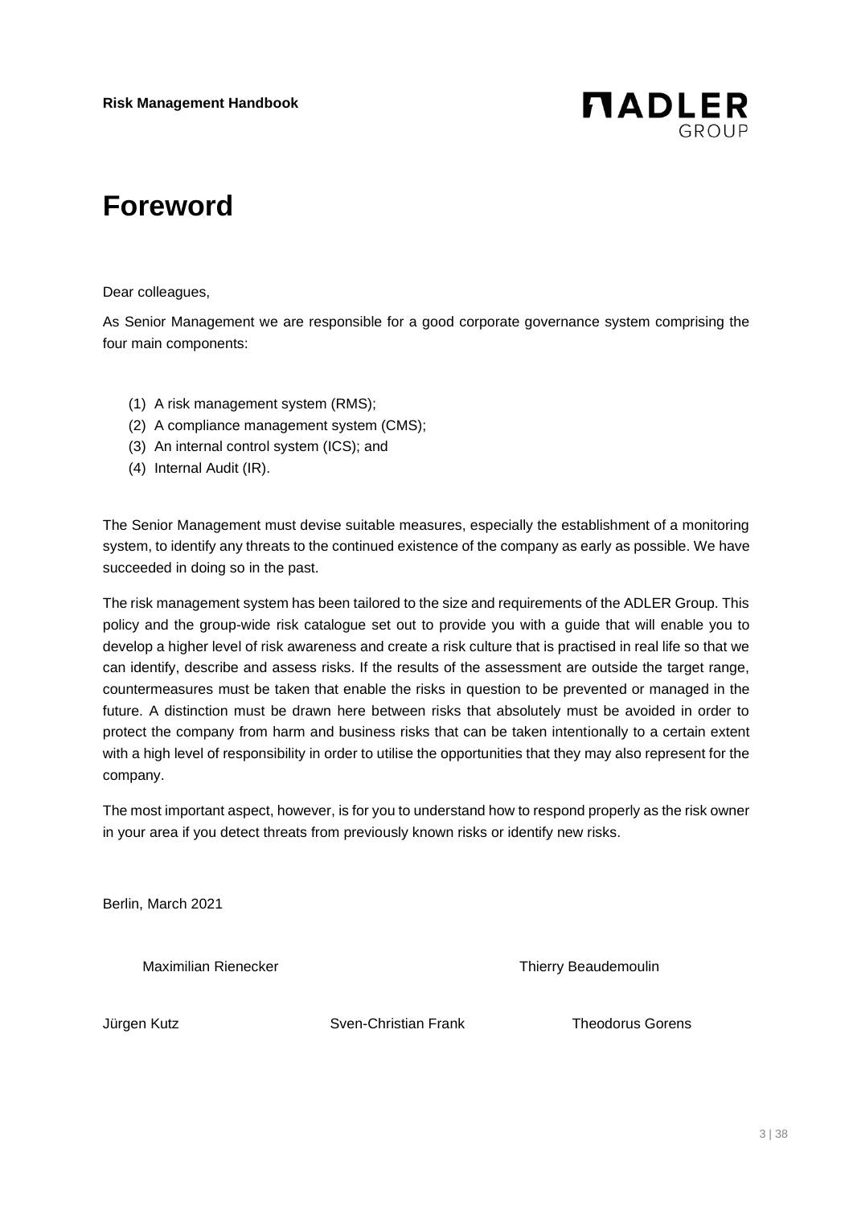# Foreword

Dear colleagues,

As Senior Management we are responsible for a good corporate governance system comprising the four main components:

(1) A risk management system (RMS);
(2) A compliance management system (CMS);
(3) An internal control system (ICS); and
(4) Internal Audit (IR).

The Senior Management must devise suitable measures, especially the establishment of a monitoring system, to identify any threats to the continued existence of the company as early as possible. We have succeeded in doing so in the past.

The risk management system has been tailored to the size and requirements of the ADLER Group. This policy and the group-wide risk catalogue set out to provide you with a guide that will enable you to develop a higher level of risk awareness and create a risk culture that is practised in real life so that we can identify, describe and assess risks. If the results of the assessment are outside the target range, countermeasures must be taken that enable the risks in question to be prevented or managed in the future. A distinction must be drawn here between risks that absolutely must be avoided in order to protect the company from harm and business risks that can be taken intentionally to a certain extent with a high level of responsibility in order to utilise the opportunities that they may also represent for the company.

The most important aspect, however, is for you to understand how to respond properly as the risk owner in your area if you detect threats from previously known risks or identify new risks.

Berlin, March 2021

Maximilian Rienecker    Thierry Beaudemoulin

Jürgen Kutz    Sven-Christian Frank    Theodorus Gorens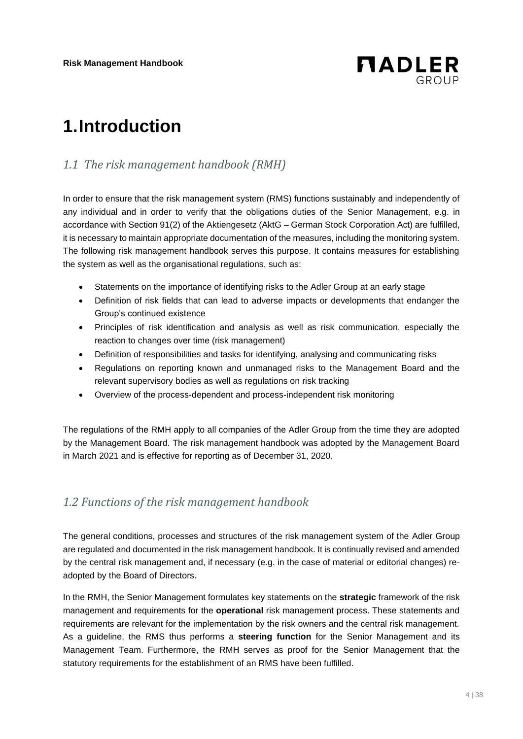# 1. Introduction

## *1.1 The risk management handbook (RMH)*

In order to ensure that the risk management system (RMS) functions sustainably and independently of any individual and in order to verify that the obligations duties of the Senior Management, e.g. in accordance with Section 91(2) of the Aktiengesetz (AktG – German Stock Corporation Act) are fulfilled, it is necessary to maintain appropriate documentation of the measures, including the monitoring system. The following risk management handbook serves this purpose. It contains measures for establishing the system as well as the organisational regulations, such as:

- Statements on the importance of identifying risks to the Adler Group at an early stage
- Definition of risk fields that can lead to adverse impacts or developments that endanger the Group's continued existence
- Principles of risk identification and analysis as well as risk communication, especially the reaction to changes over time (risk management)
- Definition of responsibilities and tasks for identifying, analysing and communicating risks
- Regulations on reporting known and unmanaged risks to the Management Board and the relevant supervisory bodies as well as regulations on risk tracking
- Overview of the process-dependent and process-independent risk monitoring

The regulations of the RMH apply to all companies of the Adler Group from the time they are adopted by the Management Board. The risk management handbook was adopted by the Management Board in March 2021 and is effective for reporting as of December 31, 2020.

## *1.2 Functions of the risk management handbook*

The general conditions, processes and structures of the risk management system of the Adler Group are regulated and documented in the risk management handbook. It is continually revised and amended by the central risk management and, if necessary (e.g. in the case of material or editorial changes) re-adopted by the Board of Directors.

In the RMH, the Senior Management formulates key statements on the **strategic** framework of the risk management and requirements for the **operational** risk management process. These statements and requirements are relevant for the implementation by the risk owners and the central risk management. As a guideline, the RMS thus performs a **steering function** for the Senior Management and its Management Team. Furthermore, the RMH serves as proof for the Senior Management that the statutory requirements for the establishment of an RMS have been fulfilled.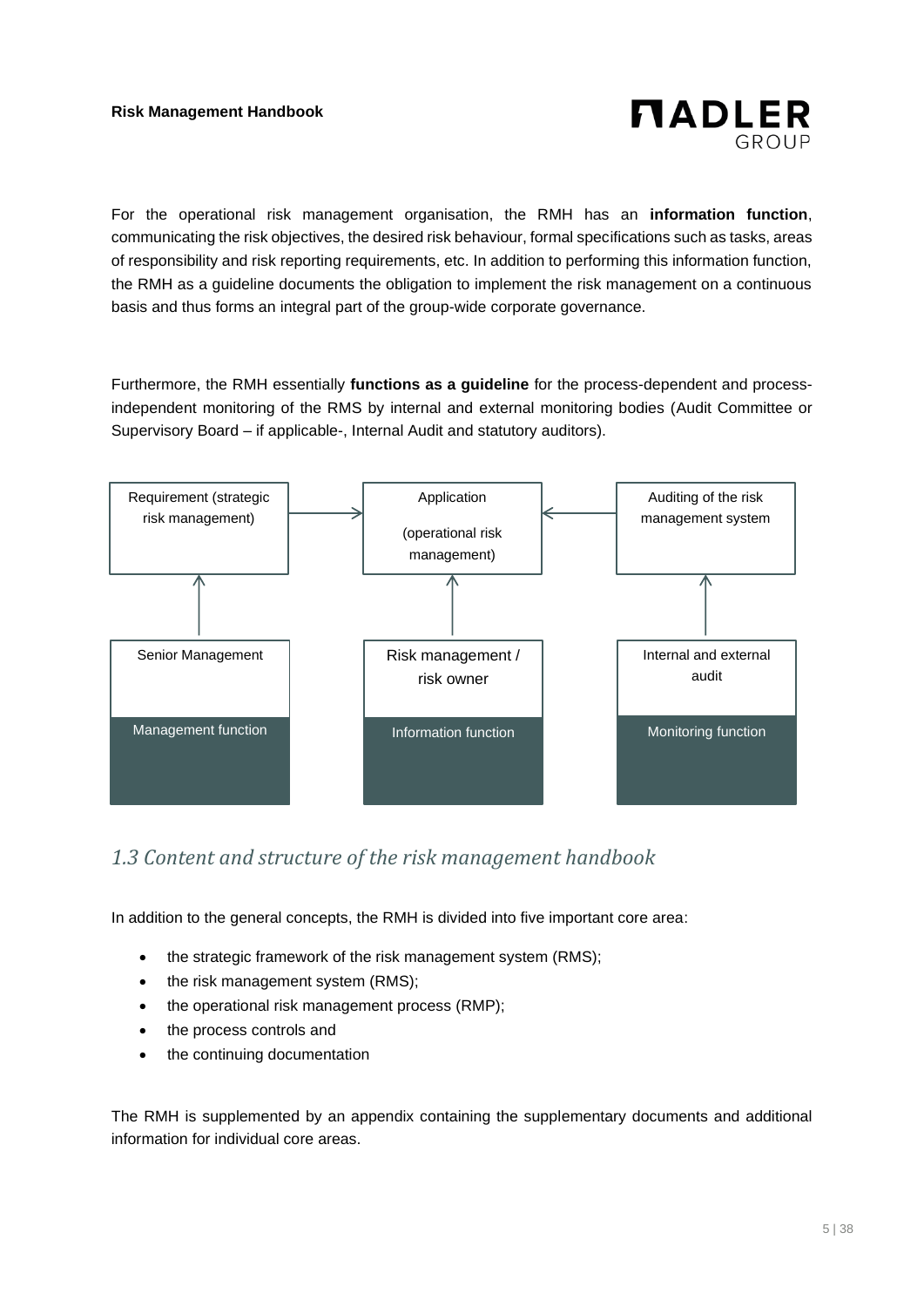For the operational risk management organisation, the RMH has an **information function**, communicating the risk objectives, the desired risk behaviour, formal specifications such as tasks, areas of responsibility and risk reporting requirements, etc. In addition to performing this information function, the RMH as a guideline documents the obligation to implement the risk management on a continuous basis and thus forms an integral part of the group-wide corporate governance.

Furthermore, the RMH essentially **functions as a guideline** for the process-dependent and process-independent monitoring of the RMS by internal and external monitoring bodies (Audit Committee or Supervisory Board – if applicable-, Internal Audit and statutory auditors).

| Requirement (strategic risk management) | → Application (operational risk management) ← | Auditing of the risk management system |
|---|---|---|
| ↑ | ↑ | ↑ |
| Senior Management | Risk management / risk owner | Internal and external audit |
| Management function | Information function | Monitoring function |

## *1.3 Content and structure of the risk management handbook*

In addition to the general concepts, the RMH is divided into five important core area:

- the strategic framework of the risk management system (RMS);
- the risk management system (RMS);
- the operational risk management process (RMP);
- the process controls and
- the continuing documentation

The RMH is supplemented by an appendix containing the supplementary documents and additional information for individual core areas.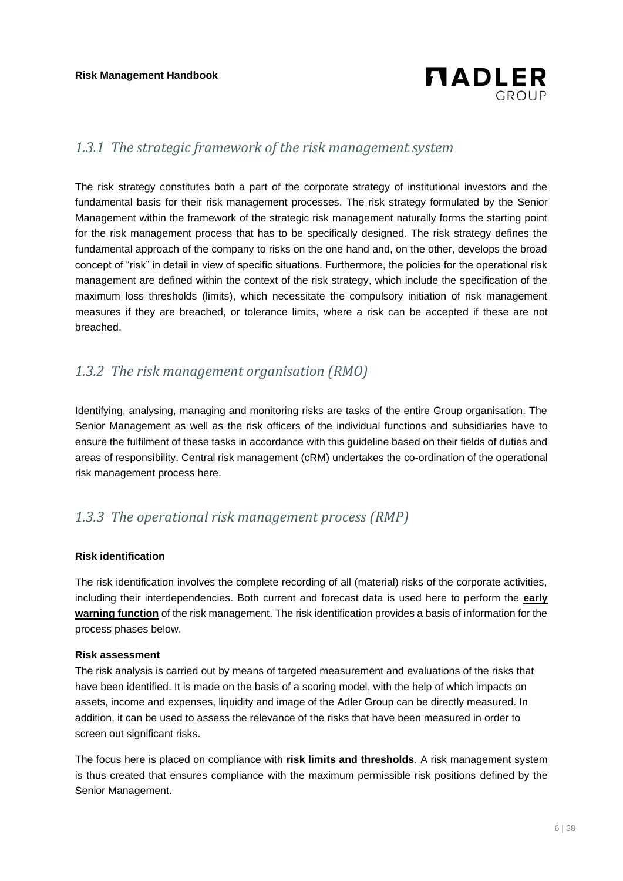### *1.3.1 The strategic framework of the risk management system*

The risk strategy constitutes both a part of the corporate strategy of institutional investors and the fundamental basis for their risk management processes. The risk strategy formulated by the Senior Management within the framework of the strategic risk management naturally forms the starting point for the risk management process that has to be specifically designed. The risk strategy defines the fundamental approach of the company to risks on the one hand and, on the other, develops the broad concept of "risk" in detail in view of specific situations. Furthermore, the policies for the operational risk management are defined within the context of the risk strategy, which include the specification of the maximum loss thresholds (limits), which necessitate the compulsory initiation of risk management measures if they are breached, or tolerance limits, where a risk can be accepted if these are not breached.

### *1.3.2 The risk management organisation (RMO)*

Identifying, analysing, managing and monitoring risks are tasks of the entire Group organisation. The Senior Management as well as the risk officers of the individual functions and subsidiaries have to ensure the fulfilment of these tasks in accordance with this guideline based on their fields of duties and areas of responsibility. Central risk management (cRM) undertakes the co-ordination of the operational risk management process here.

### *1.3.3 The operational risk management process (RMP)*

**Risk identification**

The risk identification involves the complete recording of all (material) risks of the corporate activities, including their interdependencies. Both current and forecast data is used here to perform the **early warning function** of the risk management. The risk identification provides a basis of information for the process phases below.

**Risk assessment**

The risk analysis is carried out by means of targeted measurement and evaluations of the risks that have been identified. It is made on the basis of a scoring model, with the help of which impacts on assets, income and expenses, liquidity and image of the Adler Group can be directly measured. In addition, it can be used to assess the relevance of the risks that have been measured in order to screen out significant risks.

The focus here is placed on compliance with **risk limits and thresholds**. A risk management system is thus created that ensures compliance with the maximum permissible risk positions defined by the Senior Management.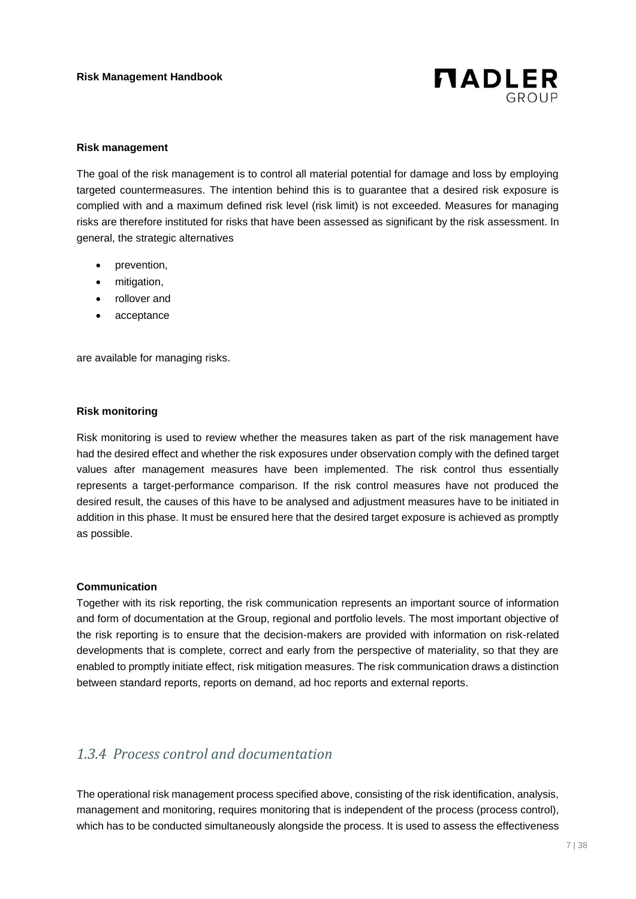**Risk management**

The goal of the risk management is to control all material potential for damage and loss by employing targeted countermeasures. The intention behind this is to guarantee that a desired risk exposure is complied with and a maximum defined risk level (risk limit) is not exceeded. Measures for managing risks are therefore instituted for risks that have been assessed as significant by the risk assessment. In general, the strategic alternatives

- prevention,
- mitigation,
- rollover and
- acceptance

are available for managing risks.

**Risk monitoring**

Risk monitoring is used to review whether the measures taken as part of the risk management have had the desired effect and whether the risk exposures under observation comply with the defined target values after management measures have been implemented. The risk control thus essentially represents a target-performance comparison. If the risk control measures have not produced the desired result, the causes of this have to be analysed and adjustment measures have to be initiated in addition in this phase. It must be ensured here that the desired target exposure is achieved as promptly as possible.

**Communication**

Together with its risk reporting, the risk communication represents an important source of information and form of documentation at the Group, regional and portfolio levels. The most important objective of the risk reporting is to ensure that the decision-makers are provided with information on risk-related developments that is complete, correct and early from the perspective of materiality, so that they are enabled to promptly initiate effect, risk mitigation measures. The risk communication draws a distinction between standard reports, reports on demand, ad hoc reports and external reports.

### *1.3.4 Process control and documentation*

The operational risk management process specified above, consisting of the risk identification, analysis, management and monitoring, requires monitoring that is independent of the process (process control), which has to be conducted simultaneously alongside the process. It is used to assess the effectiveness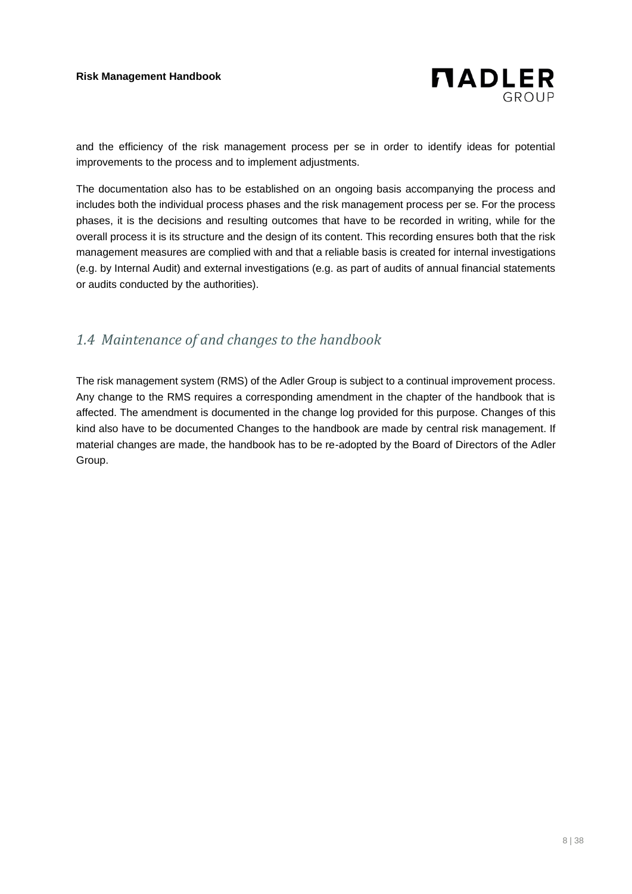and the efficiency of the risk management process per se in order to identify ideas for potential improvements to the process and to implement adjustments.

The documentation also has to be established on an ongoing basis accompanying the process and includes both the individual process phases and the risk management process per se. For the process phases, it is the decisions and resulting outcomes that have to be recorded in writing, while for the overall process it is its structure and the design of its content. This recording ensures both that the risk management measures are complied with and that a reliable basis is created for internal investigations (e.g. by Internal Audit) and external investigations (e.g. as part of audits of annual financial statements or audits conducted by the authorities).

## *1.4 Maintenance of and changes to the handbook*

The risk management system (RMS) of the Adler Group is subject to a continual improvement process. Any change to the RMS requires a corresponding amendment in the chapter of the handbook that is affected. The amendment is documented in the change log provided for this purpose. Changes of this kind also have to be documented Changes to the handbook are made by central risk management. If material changes are made, the handbook has to be re-adopted by the Board of Directors of the Adler Group.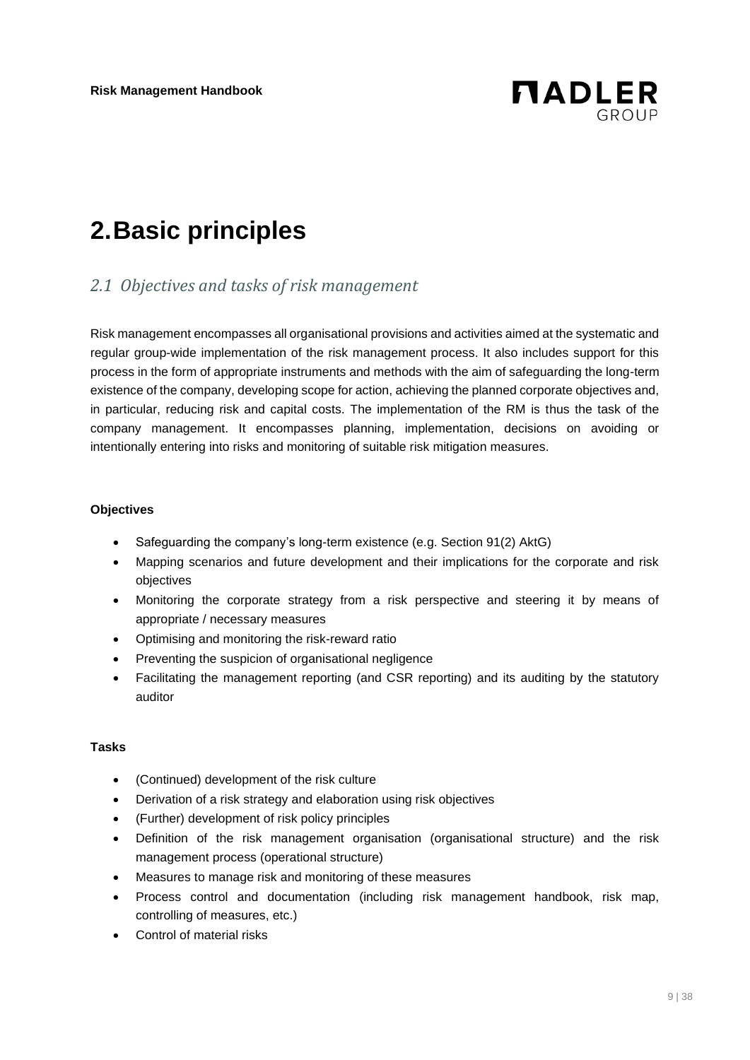# 2. Basic principles

## *2.1 Objectives and tasks of risk management*

Risk management encompasses all organisational provisions and activities aimed at the systematic and regular group-wide implementation of the risk management process. It also includes support for this process in the form of appropriate instruments and methods with the aim of safeguarding the long-term existence of the company, developing scope for action, achieving the planned corporate objectives and, in particular, reducing risk and capital costs. The implementation of the RM is thus the task of the company management. It encompasses planning, implementation, decisions on avoiding or intentionally entering into risks and monitoring of suitable risk mitigation measures.

**Objectives**

- Safeguarding the company's long-term existence (e.g. Section 91(2) AktG)
- Mapping scenarios and future development and their implications for the corporate and risk objectives
- Monitoring the corporate strategy from a risk perspective and steering it by means of appropriate / necessary measures
- Optimising and monitoring the risk-reward ratio
- Preventing the suspicion of organisational negligence
- Facilitating the management reporting (and CSR reporting) and its auditing by the statutory auditor

**Tasks**

- (Continued) development of the risk culture
- Derivation of a risk strategy and elaboration using risk objectives
- (Further) development of risk policy principles
- Definition of the risk management organisation (organisational structure) and the risk management process (operational structure)
- Measures to manage risk and monitoring of these measures
- Process control and documentation (including risk management handbook, risk map, controlling of measures, etc.)
- Control of material risks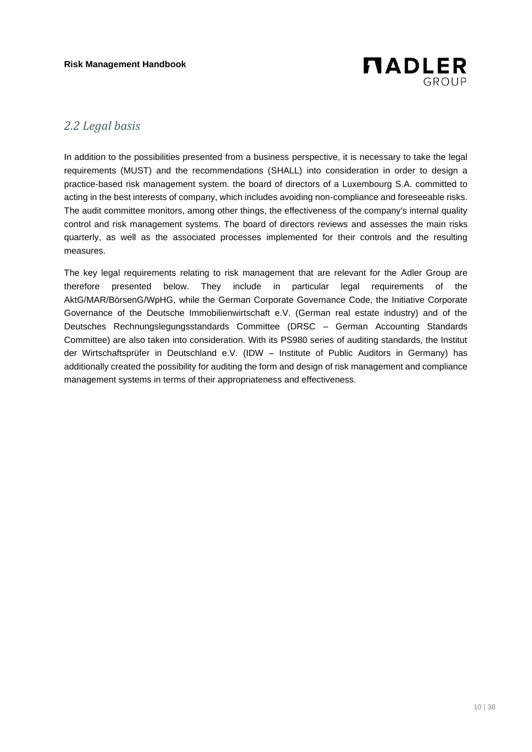## 2.2 Legal basis

In addition to the possibilities presented from a business perspective, it is necessary to take the legal requirements (MUST) and the recommendations (SHALL) into consideration in order to design a practice-based risk management system. the board of directors of a Luxembourg S.A. committed to acting in the best interests of company, which includes avoiding non-compliance and foreseeable risks. The audit committee monitors, among other things, the effectiveness of the company's internal quality control and risk management systems. The board of directors reviews and assesses the main risks quarterly, as well as the associated processes implemented for their controls and the resulting measures.

The key legal requirements relating to risk management that are relevant for the Adler Group are therefore presented below. They include in particular legal requirements of the AktG/MAR/BörsenG/WpHG, while the German Corporate Governance Code, the Initiative Corporate Governance of the Deutsche Immobilienwirtschaft e.V. (German real estate industry) and of the Deutsches Rechnungslegungsstandards Committee (DRSC – German Accounting Standards Committee) are also taken into consideration. With its PS980 series of auditing standards, the Institut der Wirtschaftsprüfer in Deutschland e.V. (IDW – Institute of Public Auditors in Germany) has additionally created the possibility for auditing the form and design of risk management and compliance management systems in terms of their appropriateness and effectiveness.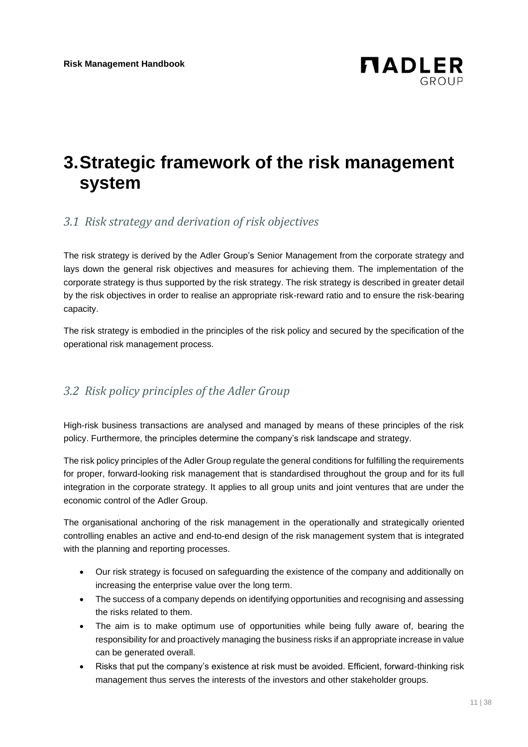# 3. Strategic framework of the risk management system

## *3.1 Risk strategy and derivation of risk objectives*

The risk strategy is derived by the Adler Group's Senior Management from the corporate strategy and lays down the general risk objectives and measures for achieving them. The implementation of the corporate strategy is thus supported by the risk strategy. The risk strategy is described in greater detail by the risk objectives in order to realise an appropriate risk-reward ratio and to ensure the risk-bearing capacity.

The risk strategy is embodied in the principles of the risk policy and secured by the specification of the operational risk management process.

## *3.2 Risk policy principles of the Adler Group*

High-risk business transactions are analysed and managed by means of these principles of the risk policy. Furthermore, the principles determine the company's risk landscape and strategy.

The risk policy principles of the Adler Group regulate the general conditions for fulfilling the requirements for proper, forward-looking risk management that is standardised throughout the group and for its full integration in the corporate strategy. It applies to all group units and joint ventures that are under the economic control of the Adler Group.

The organisational anchoring of the risk management in the operationally and strategically oriented controlling enables an active and end-to-end design of the risk management system that is integrated with the planning and reporting processes.

- Our risk strategy is focused on safeguarding the existence of the company and additionally on increasing the enterprise value over the long term.
- The success of a company depends on identifying opportunities and recognising and assessing the risks related to them.
- The aim is to make optimum use of opportunities while being fully aware of, bearing the responsibility for and proactively managing the business risks if an appropriate increase in value can be generated overall.
- Risks that put the company's existence at risk must be avoided. Efficient, forward-thinking risk management thus serves the interests of the investors and other stakeholder groups.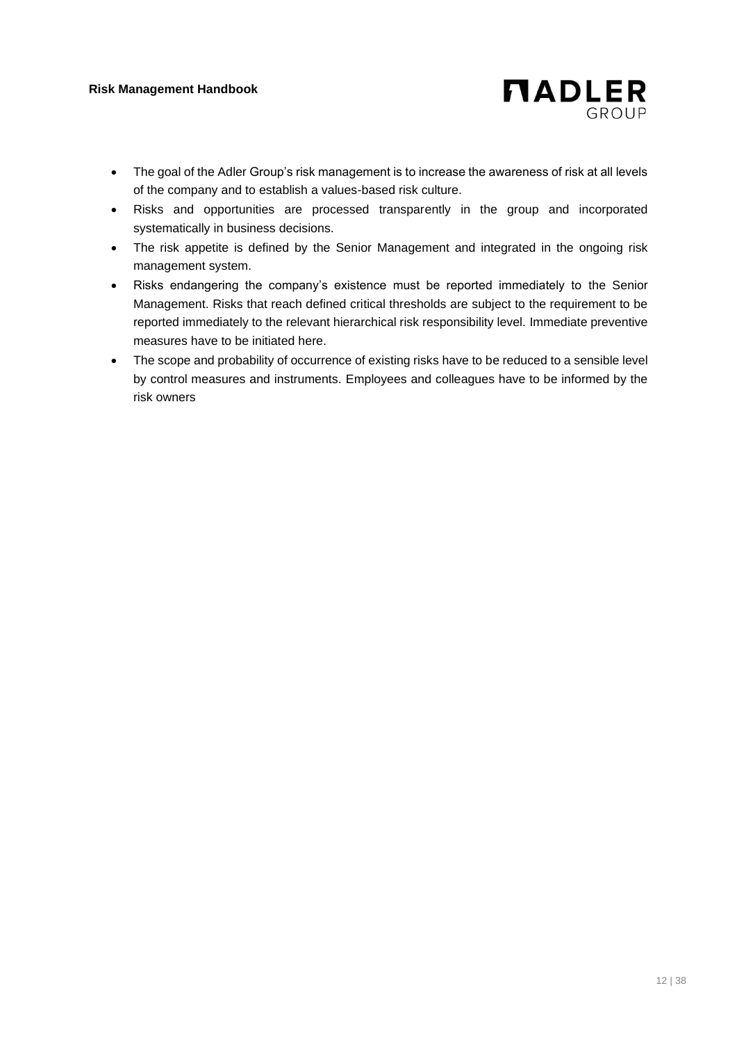- The goal of the Adler Group's risk management is to increase the awareness of risk at all levels of the company and to establish a values-based risk culture.
- Risks and opportunities are processed transparently in the group and incorporated systematically in business decisions.
- The risk appetite is defined by the Senior Management and integrated in the ongoing risk management system.
- Risks endangering the company's existence must be reported immediately to the Senior Management. Risks that reach defined critical thresholds are subject to the requirement to be reported immediately to the relevant hierarchical risk responsibility level. Immediate preventive measures have to be initiated here.
- The scope and probability of occurrence of existing risks have to be reduced to a sensible level by control measures and instruments. Employees and colleagues have to be informed by the risk owners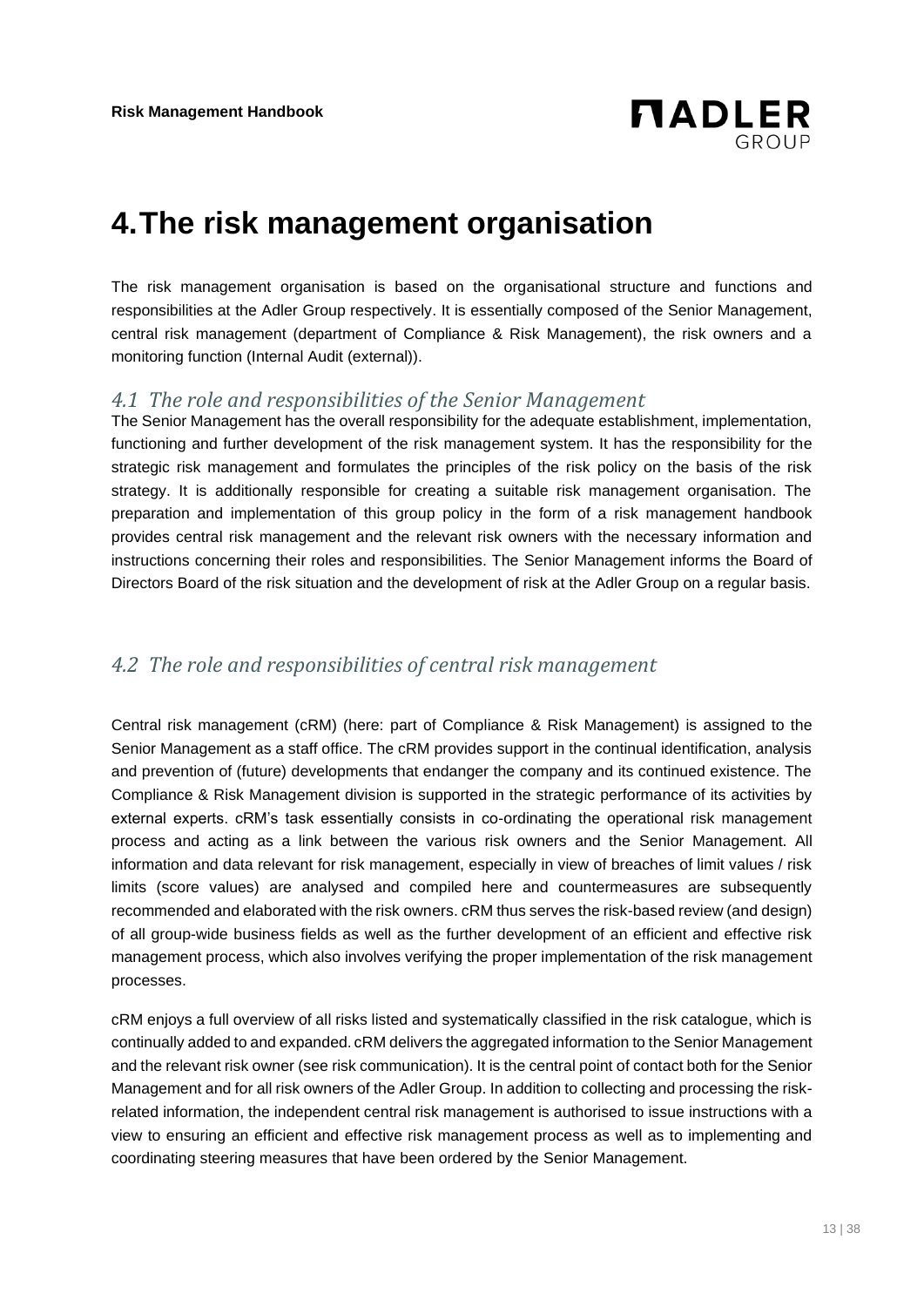# 4. The risk management organisation

The risk management organisation is based on the organisational structure and functions and responsibilities at the Adler Group respectively. It is essentially composed of the Senior Management, central risk management (department of Compliance & Risk Management), the risk owners and a monitoring function (Internal Audit (external)).

## *4.1 The role and responsibilities of the Senior Management*

The Senior Management has the overall responsibility for the adequate establishment, implementation, functioning and further development of the risk management system. It has the responsibility for the strategic risk management and formulates the principles of the risk policy on the basis of the risk strategy. It is additionally responsible for creating a suitable risk management organisation. The preparation and implementation of this group policy in the form of a risk management handbook provides central risk management and the relevant risk owners with the necessary information and instructions concerning their roles and responsibilities. The Senior Management informs the Board of Directors Board of the risk situation and the development of risk at the Adler Group on a regular basis.

## *4.2 The role and responsibilities of central risk management*

Central risk management (cRM) (here: part of Compliance & Risk Management) is assigned to the Senior Management as a staff office. The cRM provides support in the continual identification, analysis and prevention of (future) developments that endanger the company and its continued existence. The Compliance & Risk Management division is supported in the strategic performance of its activities by external experts. cRM's task essentially consists in co-ordinating the operational risk management process and acting as a link between the various risk owners and the Senior Management. All information and data relevant for risk management, especially in view of breaches of limit values / risk limits (score values) are analysed and compiled here and countermeasures are subsequently recommended and elaborated with the risk owners. cRM thus serves the risk-based review (and design) of all group-wide business fields as well as the further development of an efficient and effective risk management process, which also involves verifying the proper implementation of the risk management processes.

cRM enjoys a full overview of all risks listed and systematically classified in the risk catalogue, which is continually added to and expanded. cRM delivers the aggregated information to the Senior Management and the relevant risk owner (see risk communication). It is the central point of contact both for the Senior Management and for all risk owners of the Adler Group. In addition to collecting and processing the risk-related information, the independent central risk management is authorised to issue instructions with a view to ensuring an efficient and effective risk management process as well as to implementing and coordinating steering measures that have been ordered by the Senior Management.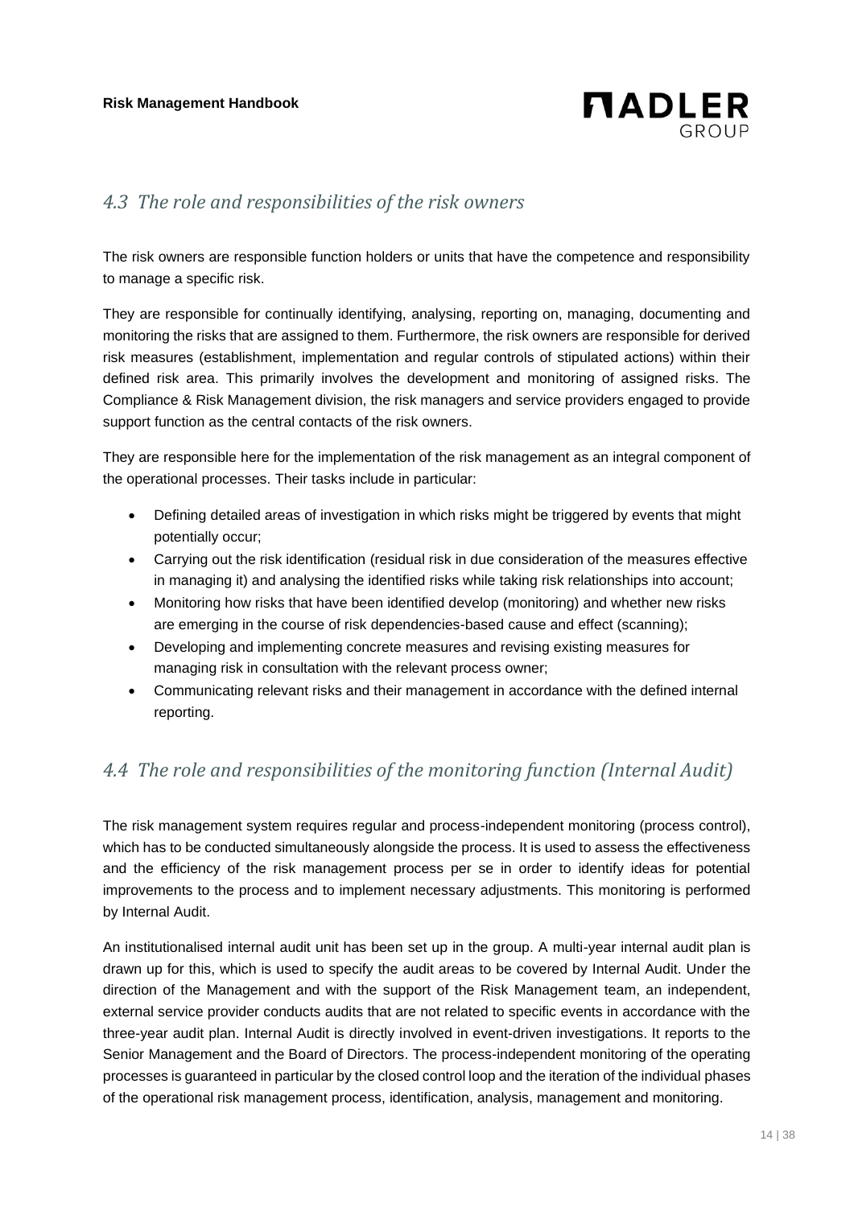## *4.3 The role and responsibilities of the risk owners*

The risk owners are responsible function holders or units that have the competence and responsibility to manage a specific risk.

They are responsible for continually identifying, analysing, reporting on, managing, documenting and monitoring the risks that are assigned to them. Furthermore, the risk owners are responsible for derived risk measures (establishment, implementation and regular controls of stipulated actions) within their defined risk area. This primarily involves the development and monitoring of assigned risks. The Compliance & Risk Management division, the risk managers and service providers engaged to provide support function as the central contacts of the risk owners.

They are responsible here for the implementation of the risk management as an integral component of the operational processes. Their tasks include in particular:

- Defining detailed areas of investigation in which risks might be triggered by events that might potentially occur;
- Carrying out the risk identification (residual risk in due consideration of the measures effective in managing it) and analysing the identified risks while taking risk relationships into account;
- Monitoring how risks that have been identified develop (monitoring) and whether new risks are emerging in the course of risk dependencies-based cause and effect (scanning);
- Developing and implementing concrete measures and revising existing measures for managing risk in consultation with the relevant process owner;
- Communicating relevant risks and their management in accordance with the defined internal reporting.

## *4.4 The role and responsibilities of the monitoring function (Internal Audit)*

The risk management system requires regular and process-independent monitoring (process control), which has to be conducted simultaneously alongside the process. It is used to assess the effectiveness and the efficiency of the risk management process per se in order to identify ideas for potential improvements to the process and to implement necessary adjustments. This monitoring is performed by Internal Audit.

An institutionalised internal audit unit has been set up in the group. A multi-year internal audit plan is drawn up for this, which is used to specify the audit areas to be covered by Internal Audit. Under the direction of the Management and with the support of the Risk Management team, an independent, external service provider conducts audits that are not related to specific events in accordance with the three-year audit plan. Internal Audit is directly involved in event-driven investigations. It reports to the Senior Management and the Board of Directors. The process-independent monitoring of the operating processes is guaranteed in particular by the closed control loop and the iteration of the individual phases of the operational risk management process, identification, analysis, management and monitoring.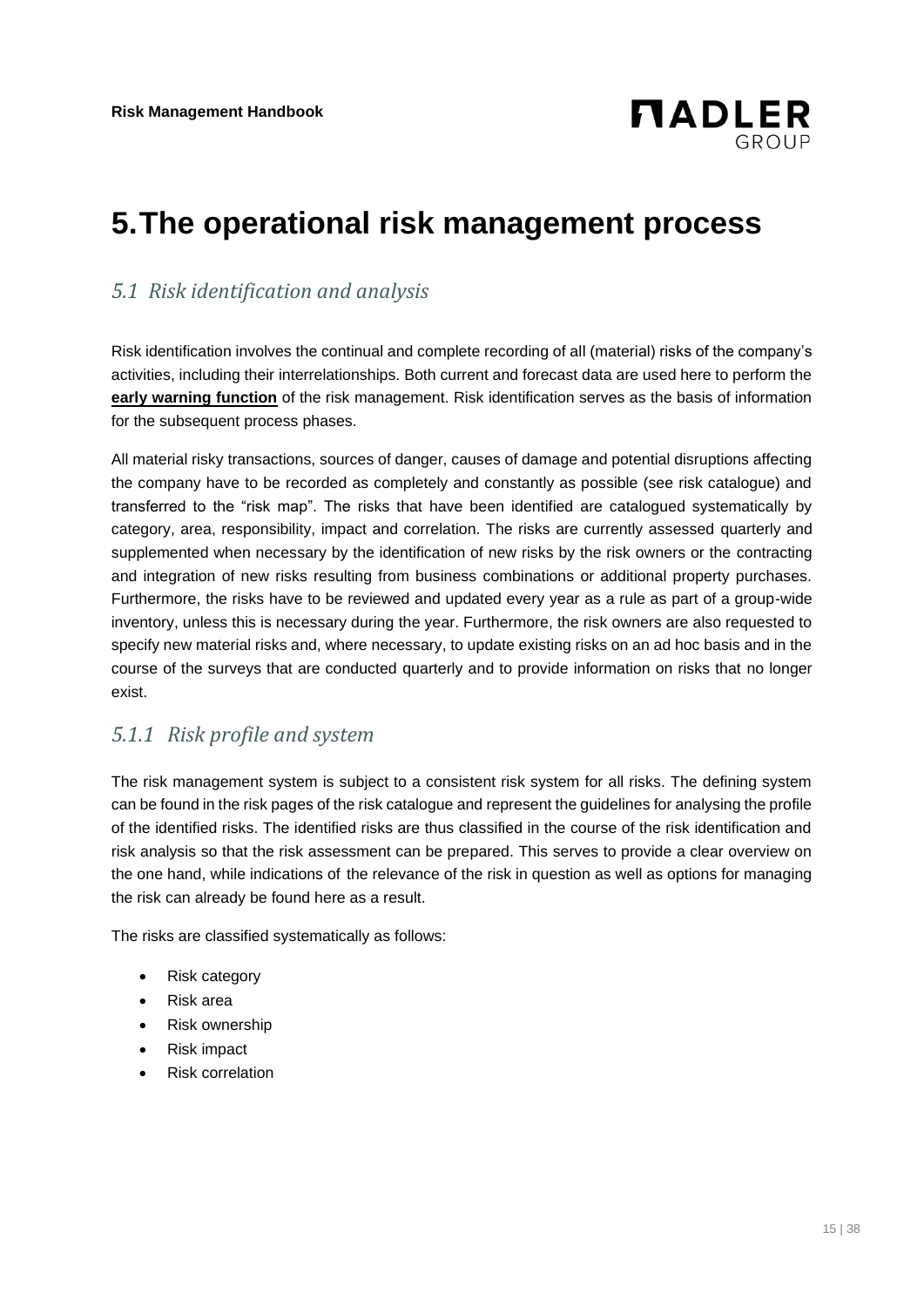# 5. The operational risk management process

## *5.1 Risk identification and analysis*

Risk identification involves the continual and complete recording of all (material) risks of the company's activities, including their interrelationships. Both current and forecast data are used here to perform the **early warning function** of the risk management. Risk identification serves as the basis of information for the subsequent process phases.

All material risky transactions, sources of danger, causes of damage and potential disruptions affecting the company have to be recorded as completely and constantly as possible (see risk catalogue) and transferred to the "risk map". The risks that have been identified are catalogued systematically by category, area, responsibility, impact and correlation. The risks are currently assessed quarterly and supplemented when necessary by the identification of new risks by the risk owners or the contracting and integration of new risks resulting from business combinations or additional property purchases. Furthermore, the risks have to be reviewed and updated every year as a rule as part of a group-wide inventory, unless this is necessary during the year. Furthermore, the risk owners are also requested to specify new material risks and, where necessary, to update existing risks on an ad hoc basis and in the course of the surveys that are conducted quarterly and to provide information on risks that no longer exist.

### *5.1.1 Risk profile and system*

The risk management system is subject to a consistent risk system for all risks. The defining system can be found in the risk pages of the risk catalogue and represent the guidelines for analysing the profile of the identified risks. The identified risks are thus classified in the course of the risk identification and risk analysis so that the risk assessment can be prepared. This serves to provide a clear overview on the one hand, while indications of the relevance of the risk in question as well as options for managing the risk can already be found here as a result.

The risks are classified systematically as follows:

- Risk category
- Risk area
- Risk ownership
- Risk impact
- Risk correlation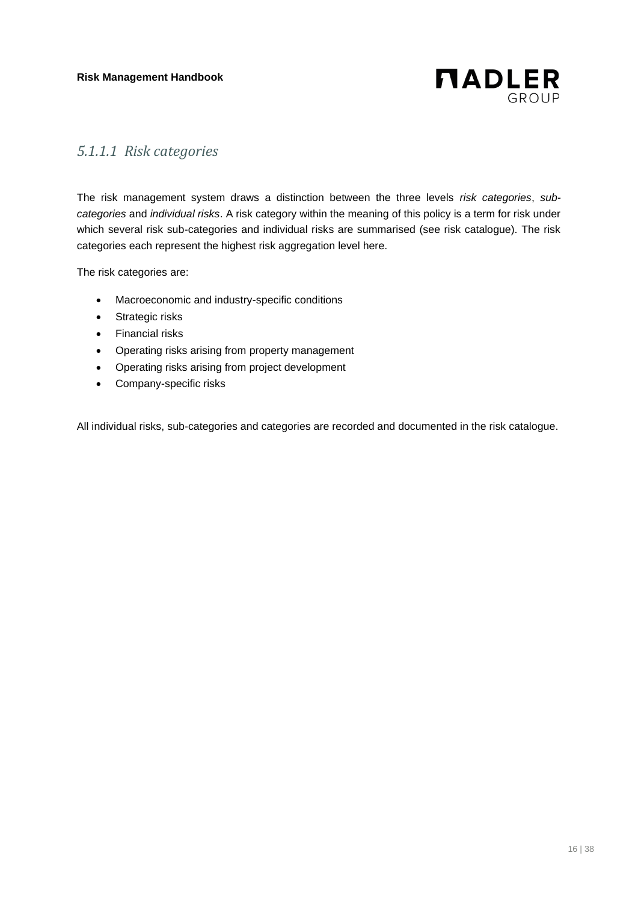##### *5.1.1.1 Risk categories*

The risk management system draws a distinction between the three levels *risk categories*, *sub-categories* and *individual risks*. A risk category within the meaning of this policy is a term for risk under which several risk sub-categories and individual risks are summarised (see risk catalogue). The risk categories each represent the highest risk aggregation level here.

The risk categories are:

- Macroeconomic and industry-specific conditions
- Strategic risks
- Financial risks
- Operating risks arising from property management
- Operating risks arising from project development
- Company-specific risks

All individual risks, sub-categories and categories are recorded and documented in the risk catalogue.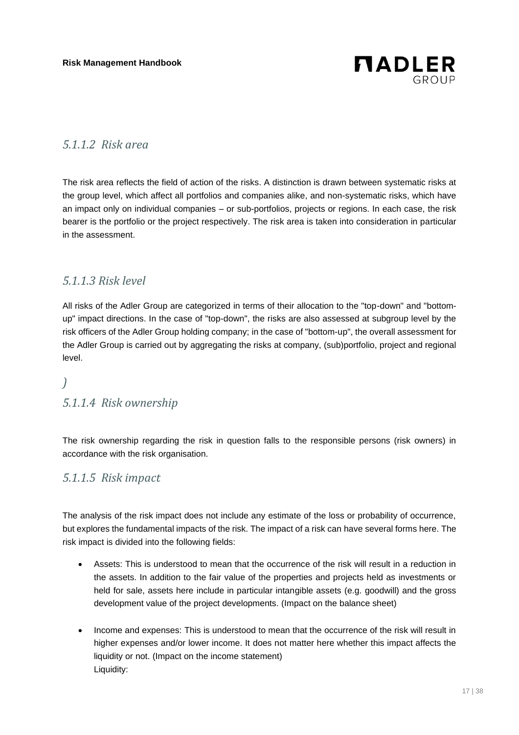#### 5.1.1.2 Risk area

The risk area reflects the field of action of the risks. A distinction is drawn between systematic risks at the group level, which affect all portfolios and companies alike, and non-systematic risks, which have an impact only on individual companies – or sub-portfolios, projects or regions. In each case, the risk bearer is the portfolio or the project respectively. The risk area is taken into consideration in particular in the assessment.

#### 5.1.1.3 Risk level

All risks of the Adler Group are categorized in terms of their allocation to the "top-down" and "bottom-up" impact directions. In the case of "top-down", the risks are also assessed at subgroup level by the risk officers of the Adler Group holding company; in the case of "bottom-up", the overall assessment for the Adler Group is carried out by aggregating the risks at company, (sub)portfolio, project and regional level.

*)*

#### 5.1.1.4 Risk ownership

The risk ownership regarding the risk in question falls to the responsible persons (risk owners) in accordance with the risk organisation.

#### 5.1.1.5 Risk impact

The analysis of the risk impact does not include any estimate of the loss or probability of occurrence, but explores the fundamental impacts of the risk. The impact of a risk can have several forms here. The risk impact is divided into the following fields:

- Assets: This is understood to mean that the occurrence of the risk will result in a reduction in the assets. In addition to the fair value of the properties and projects held as investments or held for sale, assets here include in particular intangible assets (e.g. goodwill) and the gross development value of the project developments. (Impact on the balance sheet)

- Income and expenses: This is understood to mean that the occurrence of the risk will result in higher expenses and/or lower income. It does not matter here whether this impact affects the liquidity or not. (Impact on the income statement)
  Liquidity: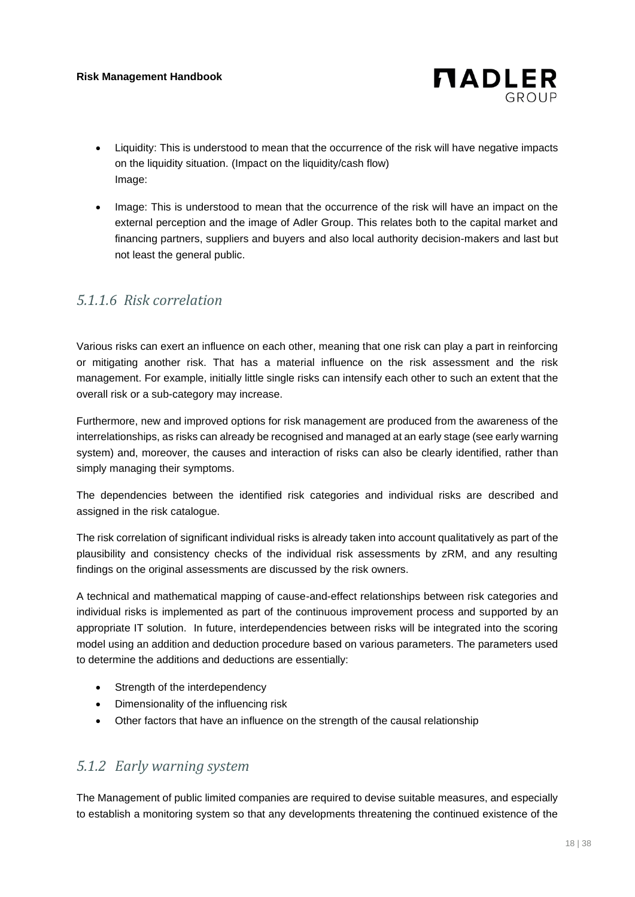- Liquidity: This is understood to mean that the occurrence of the risk will have negative impacts on the liquidity situation. (Impact on the liquidity/cash flow)
  Image:
- Image: This is understood to mean that the occurrence of the risk will have an impact on the external perception and the image of Adler Group. This relates both to the capital market and financing partners, suppliers and buyers and also local authority decision-makers and last but not least the general public.

#### *5.1.1.6 Risk correlation*

Various risks can exert an influence on each other, meaning that one risk can play a part in reinforcing or mitigating another risk. That has a material influence on the risk assessment and the risk management. For example, initially little single risks can intensify each other to such an extent that the overall risk or a sub-category may increase.

Furthermore, new and improved options for risk management are produced from the awareness of the interrelationships, as risks can already be recognised and managed at an early stage (see early warning system) and, moreover, the causes and interaction of risks can also be clearly identified, rather than simply managing their symptoms.

The dependencies between the identified risk categories and individual risks are described and assigned in the risk catalogue.

The risk correlation of significant individual risks is already taken into account qualitatively as part of the plausibility and consistency checks of the individual risk assessments by zRM, and any resulting findings on the original assessments are discussed by the risk owners.

A technical and mathematical mapping of cause-and-effect relationships between risk categories and individual risks is implemented as part of the continuous improvement process and supported by an appropriate IT solution. In future, interdependencies between risks will be integrated into the scoring model using an addition and deduction procedure based on various parameters. The parameters used to determine the additions and deductions are essentially:

- Strength of the interdependency
- Dimensionality of the influencing risk
- Other factors that have an influence on the strength of the causal relationship

### *5.1.2 Early warning system*

The Management of public limited companies are required to devise suitable measures, and especially to establish a monitoring system so that any developments threatening the continued existence of the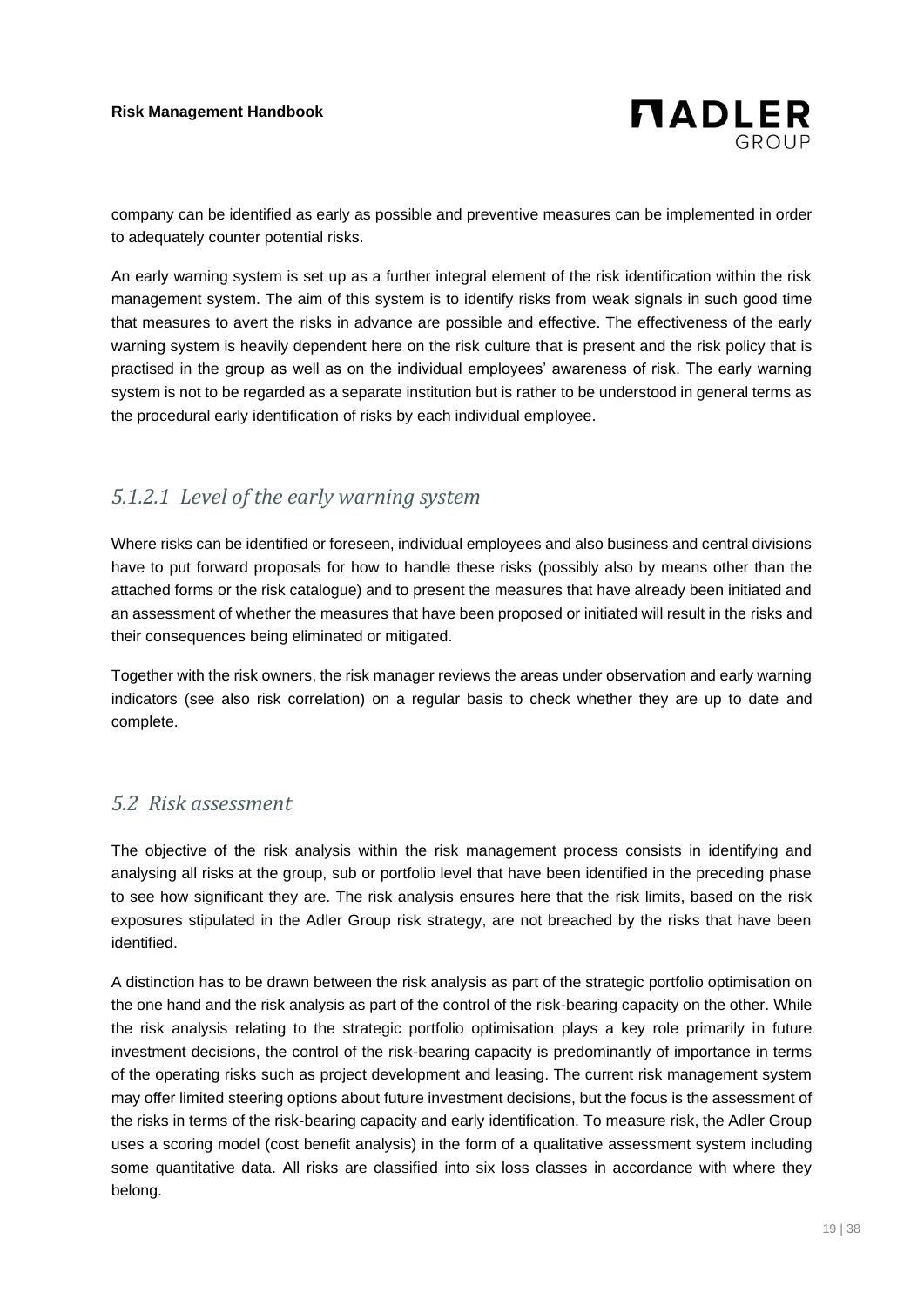company can be identified as early as possible and preventive measures can be implemented in order to adequately counter potential risks.

An early warning system is set up as a further integral element of the risk identification within the risk management system. The aim of this system is to identify risks from weak signals in such good time that measures to avert the risks in advance are possible and effective. The effectiveness of the early warning system is heavily dependent here on the risk culture that is present and the risk policy that is practised in the group as well as on the individual employees' awareness of risk. The early warning system is not to be regarded as a separate institution but is rather to be understood in general terms as the procedural early identification of risks by each individual employee.

#### *5.1.2.1 Level of the early warning system*

Where risks can be identified or foreseen, individual employees and also business and central divisions have to put forward proposals for how to handle these risks (possibly also by means other than the attached forms or the risk catalogue) and to present the measures that have already been initiated and an assessment of whether the measures that have been proposed or initiated will result in the risks and their consequences being eliminated or mitigated.

Together with the risk owners, the risk manager reviews the areas under observation and early warning indicators (see also risk correlation) on a regular basis to check whether they are up to date and complete.

## *5.2 Risk assessment*

The objective of the risk analysis within the risk management process consists in identifying and analysing all risks at the group, sub or portfolio level that have been identified in the preceding phase to see how significant they are. The risk analysis ensures here that the risk limits, based on the risk exposures stipulated in the Adler Group risk strategy, are not breached by the risks that have been identified.

A distinction has to be drawn between the risk analysis as part of the strategic portfolio optimisation on the one hand and the risk analysis as part of the control of the risk-bearing capacity on the other. While the risk analysis relating to the strategic portfolio optimisation plays a key role primarily in future investment decisions, the control of the risk-bearing capacity is predominantly of importance in terms of the operating risks such as project development and leasing. The current risk management system may offer limited steering options about future investment decisions, but the focus is the assessment of the risks in terms of the risk-bearing capacity and early identification. To measure risk, the Adler Group uses a scoring model (cost benefit analysis) in the form of a qualitative assessment system including some quantitative data. All risks are classified into six loss classes in accordance with where they belong.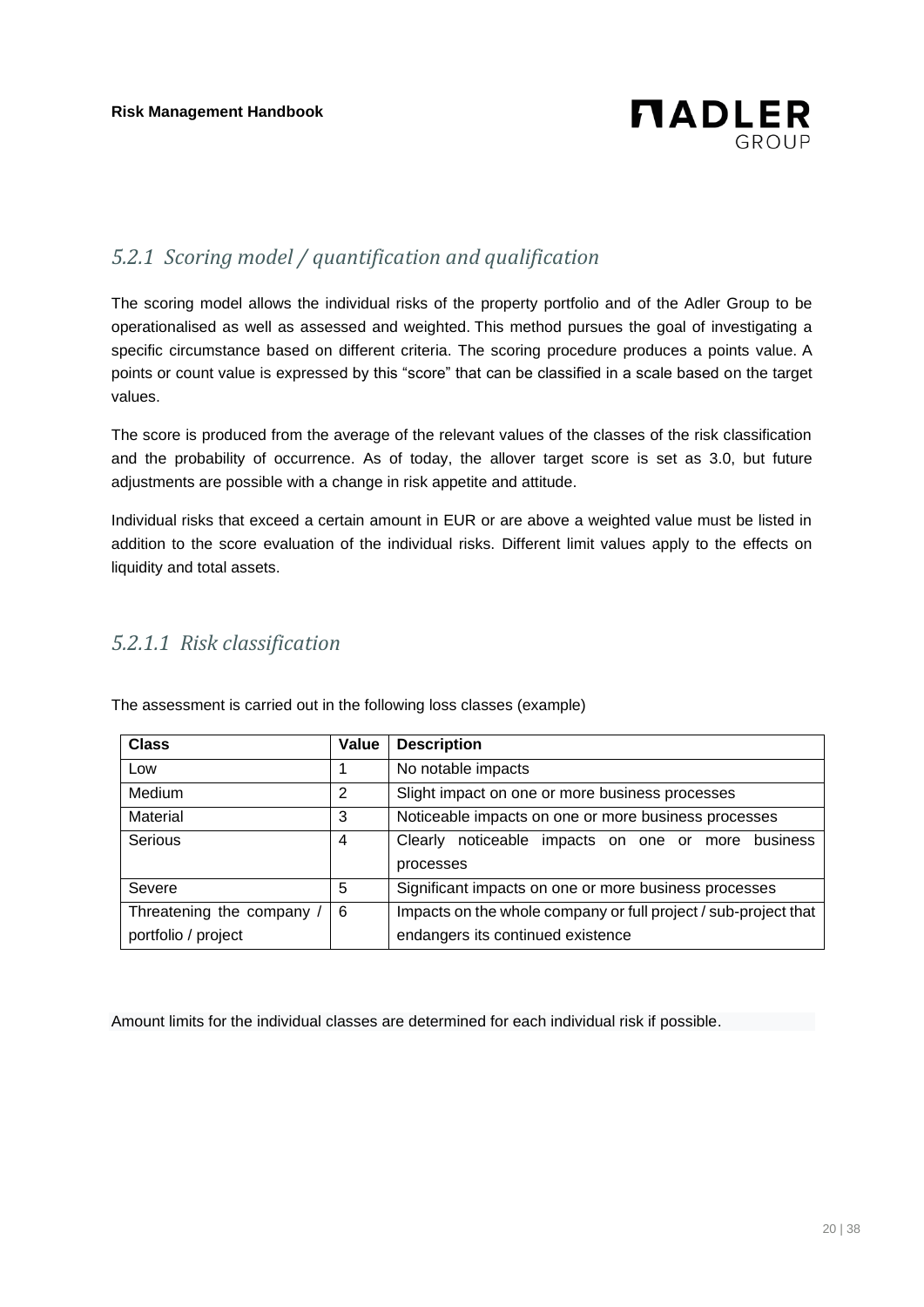### 5.2.1 Scoring model / quantification and qualification

The scoring model allows the individual risks of the property portfolio and of the Adler Group to be operationalised as well as assessed and weighted. This method pursues the goal of investigating a specific circumstance based on different criteria. The scoring procedure produces a points value. A points or count value is expressed by this "score" that can be classified in a scale based on the target values.

The score is produced from the average of the relevant values of the classes of the risk classification and the probability of occurrence. As of today, the allover target score is set as 3.0, but future adjustments are possible with a change in risk appetite and attitude.

Individual risks that exceed a certain amount in EUR or are above a weighted value must be listed in addition to the score evaluation of the individual risks. Different limit values apply to the effects on liquidity and total assets.

#### 5.2.1.1 Risk classification

The assessment is carried out in the following loss classes (example)

| Class | Value | Description |
|---|---|---|
| Low | 1 | No notable impacts |
| Medium | 2 | Slight impact on one or more business processes |
| Material | 3 | Noticeable impacts on one or more business processes |
| Serious | 4 | Clearly noticeable impacts on one or more business processes |
| Severe | 5 | Significant impacts on one or more business processes |
| Threatening the company / portfolio / project | 6 | Impacts on the whole company or full project / sub-project that endangers its continued existence |

Amount limits for the individual classes are determined for each individual risk if possible.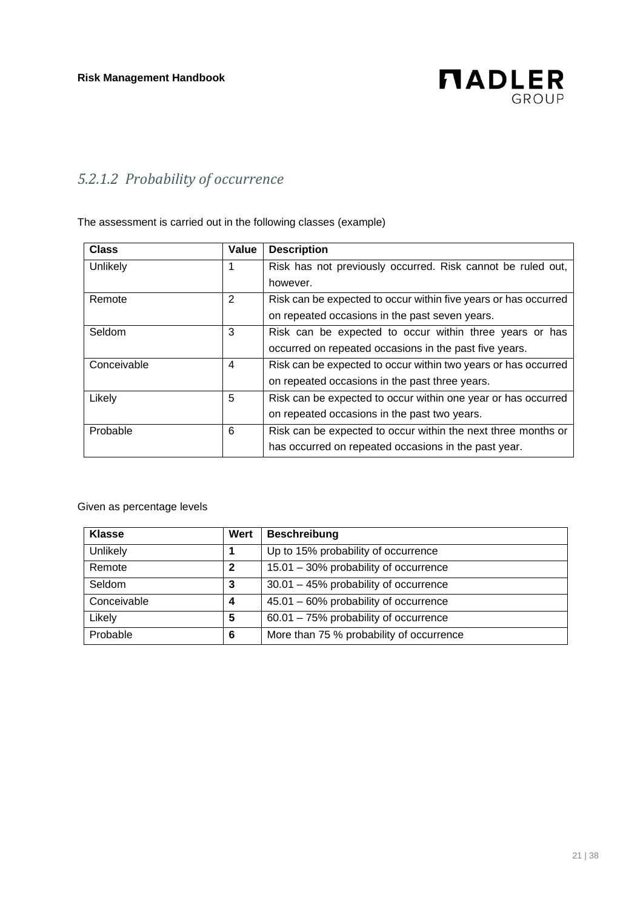#### *5.2.1.2 Probability of occurrence*

The assessment is carried out in the following classes (example)

| Class | Value | Description |
|---|---|---|
| Unlikely | 1 | Risk has not previously occurred. Risk cannot be ruled out, however. |
| Remote | 2 | Risk can be expected to occur within five years or has occurred on repeated occasions in the past seven years. |
| Seldom | 3 | Risk can be expected to occur within three years or has occurred on repeated occasions in the past five years. |
| Conceivable | 4 | Risk can be expected to occur within two years or has occurred on repeated occasions in the past three years. |
| Likely | 5 | Risk can be expected to occur within one year or has occurred on repeated occasions in the past two years. |
| Probable | 6 | Risk can be expected to occur within the next three months or has occurred on repeated occasions in the past year. |

Given as percentage levels

| Klasse | Wert | Beschreibung |
|---|---|---|
| Unlikely | **1** | Up to 15% probability of occurrence |
| Remote | **2** | 15.01 – 30% probability of occurrence |
| Seldom | **3** | 30.01 – 45% probability of occurrence |
| Conceivable | **4** | 45.01 – 60% probability of occurrence |
| Likely | **5** | 60.01 – 75% probability of occurrence |
| Probable | **6** | More than 75 % probability of occurrence |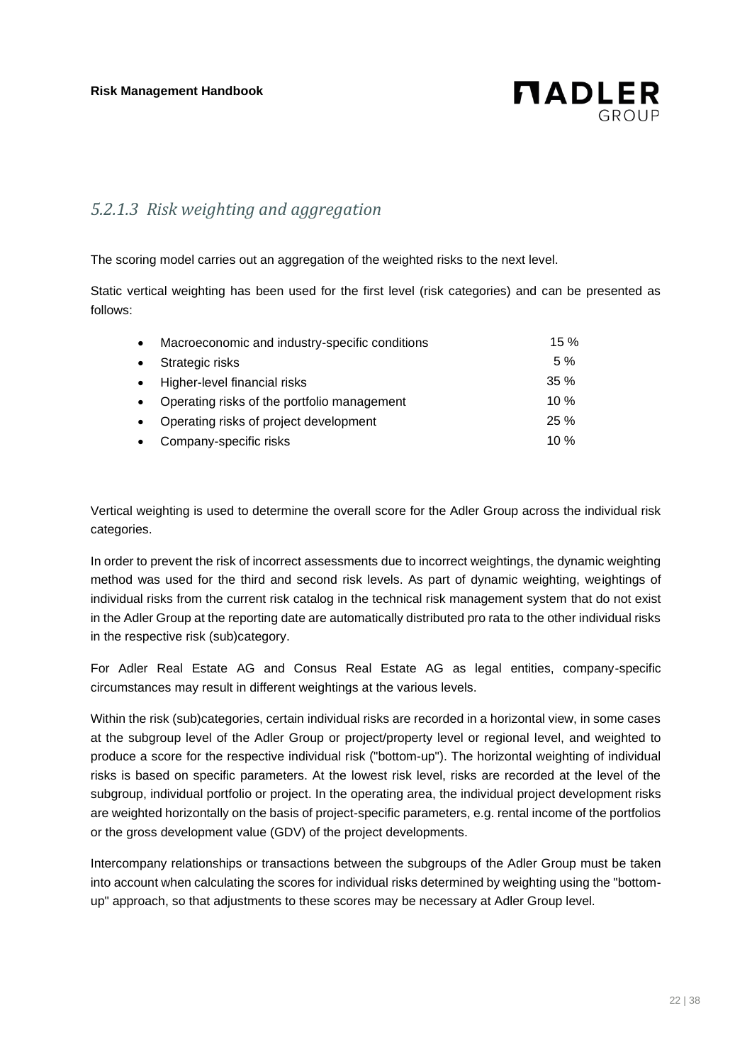### *5.2.1.3 Risk weighting and aggregation*

The scoring model carries out an aggregation of the weighted risks to the next level.

Static vertical weighting has been used for the first level (risk categories) and can be presented as follows:

| | |
|---|---|
| • Macroeconomic and industry-specific conditions | 15 % |
| • Strategic risks | 5 % |
| • Higher-level financial risks | 35 % |
| • Operating risks of the portfolio management | 10 % |
| • Operating risks of project development | 25 % |
| • Company-specific risks | 10 % |

Vertical weighting is used to determine the overall score for the Adler Group across the individual risk categories.

In order to prevent the risk of incorrect assessments due to incorrect weightings, the dynamic weighting method was used for the third and second risk levels. As part of dynamic weighting, weightings of individual risks from the current risk catalog in the technical risk management system that do not exist in the Adler Group at the reporting date are automatically distributed pro rata to the other individual risks in the respective risk (sub)category.

For Adler Real Estate AG and Consus Real Estate AG as legal entities, company-specific circumstances may result in different weightings at the various levels.

Within the risk (sub)categories, certain individual risks are recorded in a horizontal view, in some cases at the subgroup level of the Adler Group or project/property level or regional level, and weighted to produce a score for the respective individual risk ("bottom-up"). The horizontal weighting of individual risks is based on specific parameters. At the lowest risk level, risks are recorded at the level of the subgroup, individual portfolio or project. In the operating area, the individual project development risks are weighted horizontally on the basis of project-specific parameters, e.g. rental income of the portfolios or the gross development value (GDV) of the project developments.

Intercompany relationships or transactions between the subgroups of the Adler Group must be taken into account when calculating the scores for individual risks determined by weighting using the "bottom-up" approach, so that adjustments to these scores may be necessary at Adler Group level.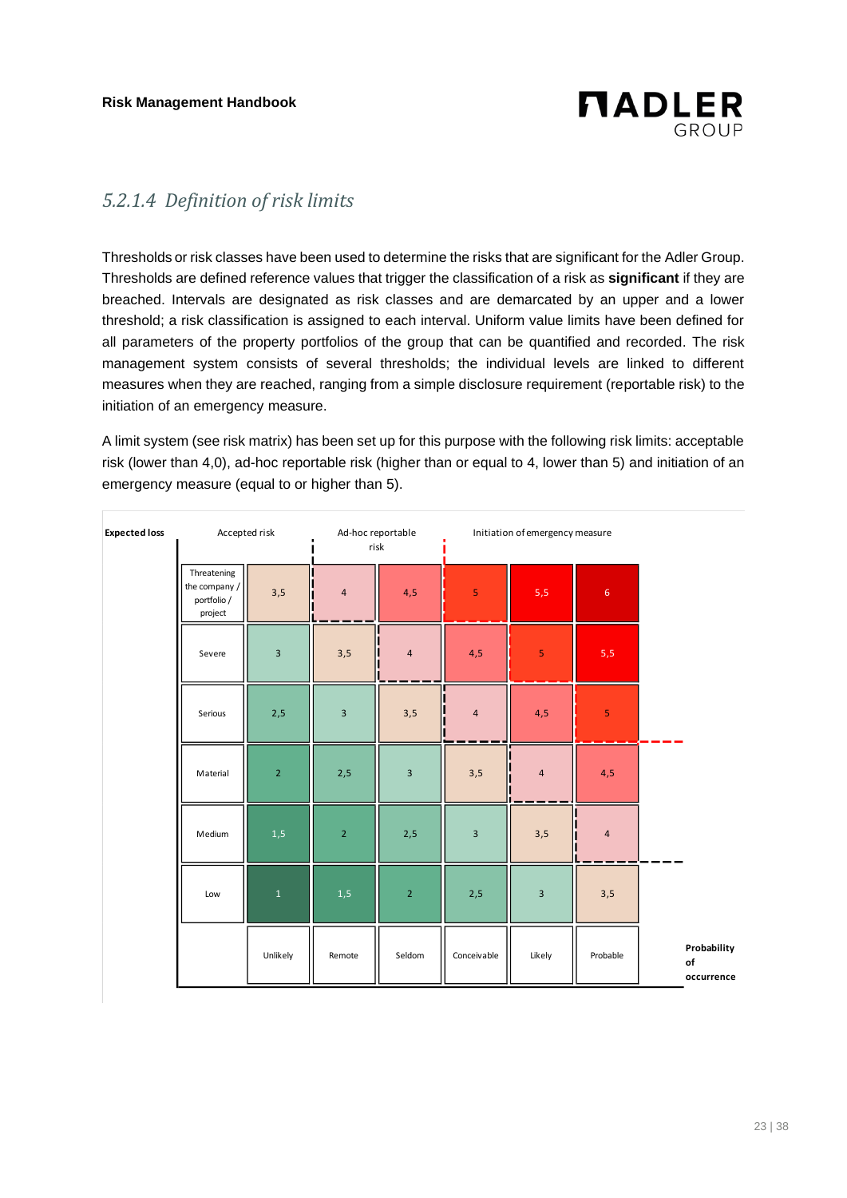### 5.2.1.4 Definition of risk limits

Thresholds or risk classes have been used to determine the risks that are significant for the Adler Group. Thresholds are defined reference values that trigger the classification of a risk as **significant** if they are breached. Intervals are designated as risk classes and are demarcated by an upper and a lower threshold; a risk classification is assigned to each interval. Uniform value limits have been defined for all parameters of the property portfolios of the group that can be quantified and recorded. The risk management system consists of several thresholds; the individual levels are linked to different measures when they are reached, ranging from a simple disclosure requirement (reportable risk) to the initiation of an emergency measure.

A limit system (see risk matrix) has been set up for this purpose with the following risk limits: acceptable risk (lower than 4,0), ad-hoc reportable risk (higher than or equal to 4, lower than 5) and initiation of an emergency measure (equal to or higher than 5).

**Expected loss** — Accepted risk | Ad-hoc reportable risk | Initiation of emergency measure

| Expected loss | Unlikely | Remote | Seldom | Conceivable | Likely | Probable |
|---|---|---|---|---|---|---|
| Threatening the company / portfolio / project | 3,5 | 4 | 4,5 | 5 | 5,5 | 6 |
| Severe | 3 | 3,5 | 4 | 4,5 | 5 | 5,5 |
| Serious | 2,5 | 3 | 3,5 | 4 | 4,5 | 5 |
| Material | 2 | 2,5 | 3 | 3,5 | 4 | 4,5 |
| Medium | 1,5 | 2 | 2,5 | 3 | 3,5 | 4 |
| Low | 1 | 1,5 | 2 | 2,5 | 3 | 3,5 |

**Probability of occurrence**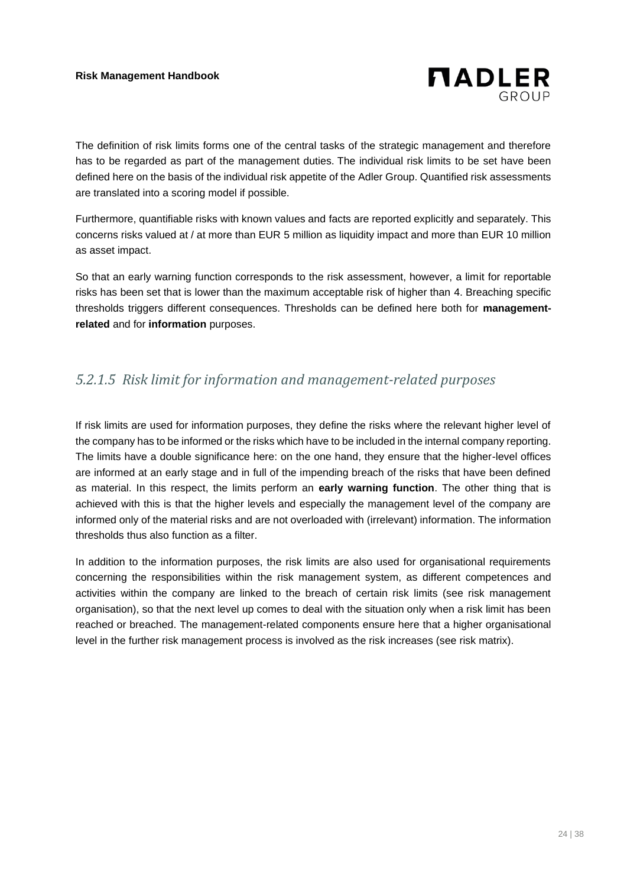The definition of risk limits forms one of the central tasks of the strategic management and therefore has to be regarded as part of the management duties. The individual risk limits to be set have been defined here on the basis of the individual risk appetite of the Adler Group. Quantified risk assessments are translated into a scoring model if possible.

Furthermore, quantifiable risks with known values and facts are reported explicitly and separately. This concerns risks valued at / at more than EUR 5 million as liquidity impact and more than EUR 10 million as asset impact.

So that an early warning function corresponds to the risk assessment, however, a limit for reportable risks has been set that is lower than the maximum acceptable risk of higher than 4. Breaching specific thresholds triggers different consequences. Thresholds can be defined here both for **management-related** and for **information** purposes.

### *5.2.1.5 Risk limit for information and management-related purposes*

If risk limits are used for information purposes, they define the risks where the relevant higher level of the company has to be informed or the risks which have to be included in the internal company reporting. The limits have a double significance here: on the one hand, they ensure that the higher-level offices are informed at an early stage and in full of the impending breach of the risks that have been defined as material. In this respect, the limits perform an **early warning function**. The other thing that is achieved with this is that the higher levels and especially the management level of the company are informed only of the material risks and are not overloaded with (irrelevant) information. The information thresholds thus also function as a filter.

In addition to the information purposes, the risk limits are also used for organisational requirements concerning the responsibilities within the risk management system, as different competences and activities within the company are linked to the breach of certain risk limits (see risk management organisation), so that the next level up comes to deal with the situation only when a risk limit has been reached or breached. The management-related components ensure here that a higher organisational level in the further risk management process is involved as the risk increases (see risk matrix).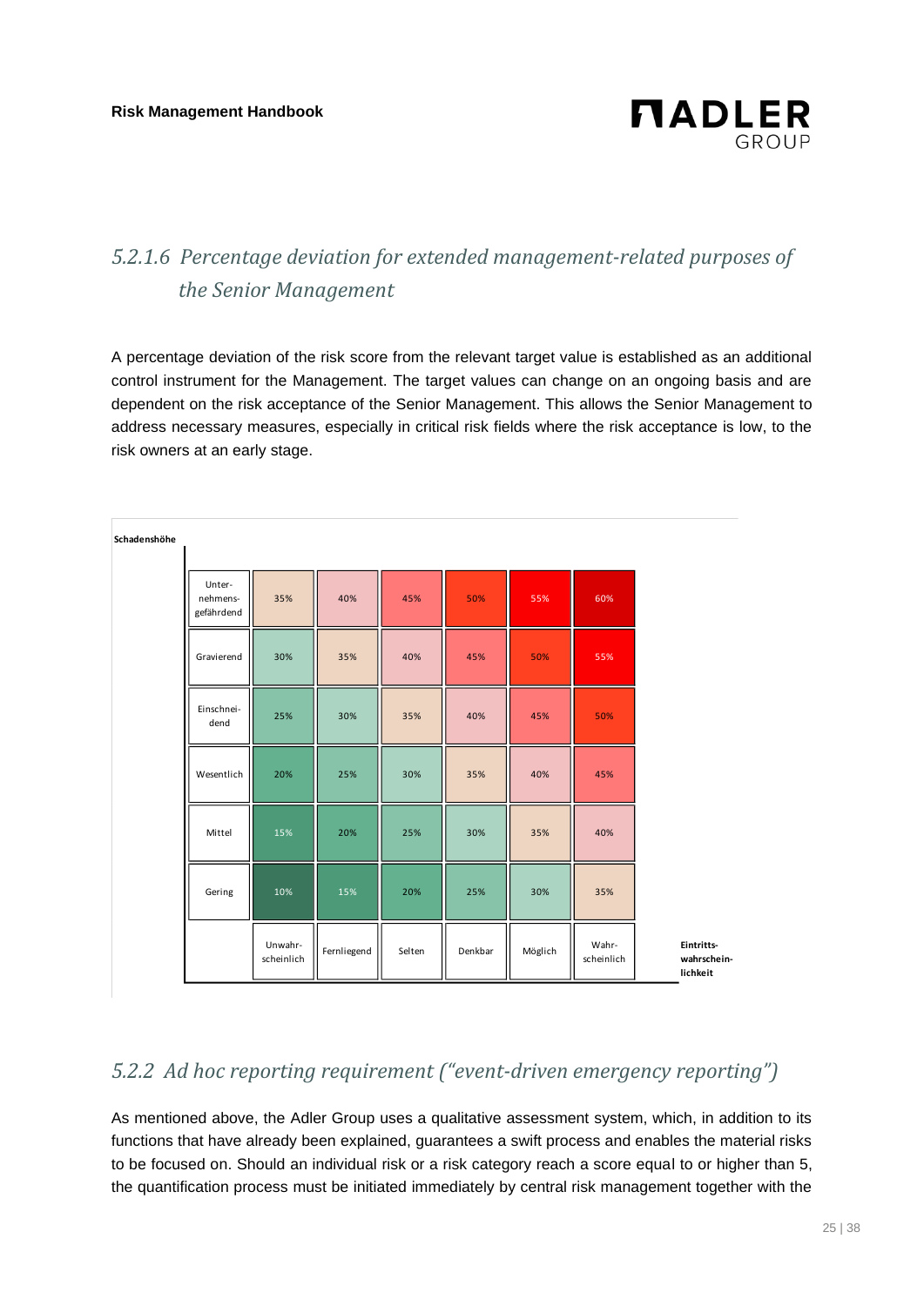### 5.2.1.6 *Percentage deviation for extended management-related purposes of the Senior Management*

A percentage deviation of the risk score from the relevant target value is established as an additional control instrument for the Management. The target values can change on an ongoing basis and are dependent on the risk acceptance of the Senior Management. This allows the Senior Management to address necessary measures, especially in critical risk fields where the risk acceptance is low, to the risk owners at an early stage.

| Schadenshöhe | | | | | | |
|---|---|---|---|---|---|---|
| Unter-nehmens-gefährdend | 35% | 40% | 45% | 50% | 55% | 60% |
| Gravierend | 30% | 35% | 40% | 45% | 50% | 55% |
| Einschnei-dend | 25% | 30% | 35% | 40% | 45% | 50% |
| Wesentlich | 20% | 25% | 30% | 35% | 40% | 45% |
| Mittel | 15% | 20% | 25% | 30% | 35% | 40% |
| Gering | 10% | 15% | 20% | 25% | 30% | 35% |
| | Unwahr-scheinlich | Fernliegend | Selten | Denkbar | Möglich | Wahr-scheinlich |

Eintritts-wahrschein-lichkeit

## 5.2.2 *Ad hoc reporting requirement ("event-driven emergency reporting")*

As mentioned above, the Adler Group uses a qualitative assessment system, which, in addition to its functions that have already been explained, guarantees a swift process and enables the material risks to be focused on. Should an individual risk or a risk category reach a score equal to or higher than 5, the quantification process must be initiated immediately by central risk management together with the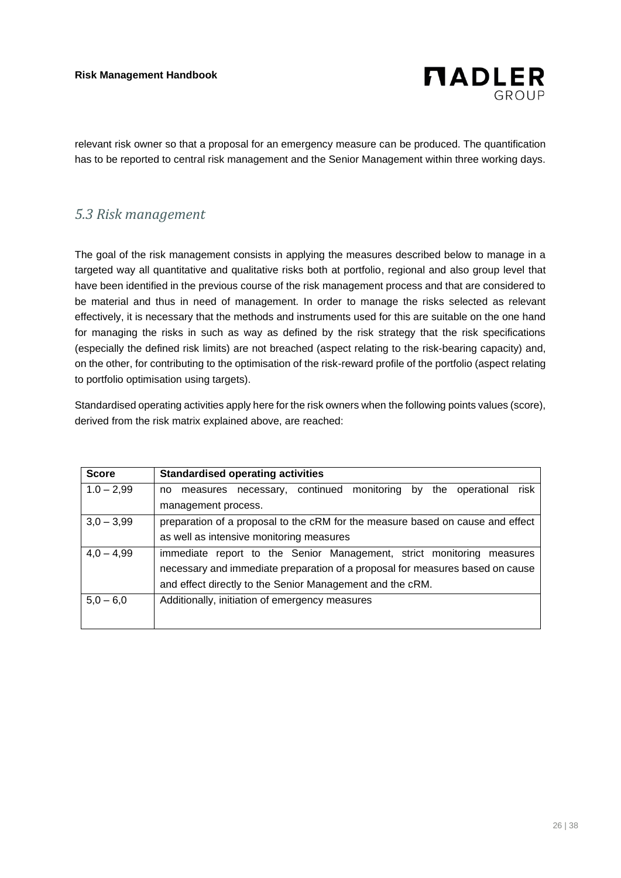relevant risk owner so that a proposal for an emergency measure can be produced. The quantification has to be reported to central risk management and the Senior Management within three working days.

## *5.3 Risk management*

The goal of the risk management consists in applying the measures described below to manage in a targeted way all quantitative and qualitative risks both at portfolio, regional and also group level that have been identified in the previous course of the risk management process and that are considered to be material and thus in need of management. In order to manage the risks selected as relevant effectively, it is necessary that the methods and instruments used for this are suitable on the one hand for managing the risks in such as way as defined by the risk strategy that the risk specifications (especially the defined risk limits) are not breached (aspect relating to the risk-bearing capacity) and, on the other, for contributing to the optimisation of the risk-reward profile of the portfolio (aspect relating to portfolio optimisation using targets).

Standardised operating activities apply here for the risk owners when the following points values (score), derived from the risk matrix explained above, are reached:

| **Score** | **Standardised operating activities** |
|---|---|
| 1.0 – 2,99 | no measures necessary, continued monitoring by the operational risk management process. |
| 3,0 – 3,99 | preparation of a proposal to the cRM for the measure based on cause and effect as well as intensive monitoring measures |
| 4,0 – 4,99 | immediate report to the Senior Management, strict monitoring measures necessary and immediate preparation of a proposal for measures based on cause and effect directly to the Senior Management and the cRM. |
| 5,0 – 6,0 | Additionally, initiation of emergency measures |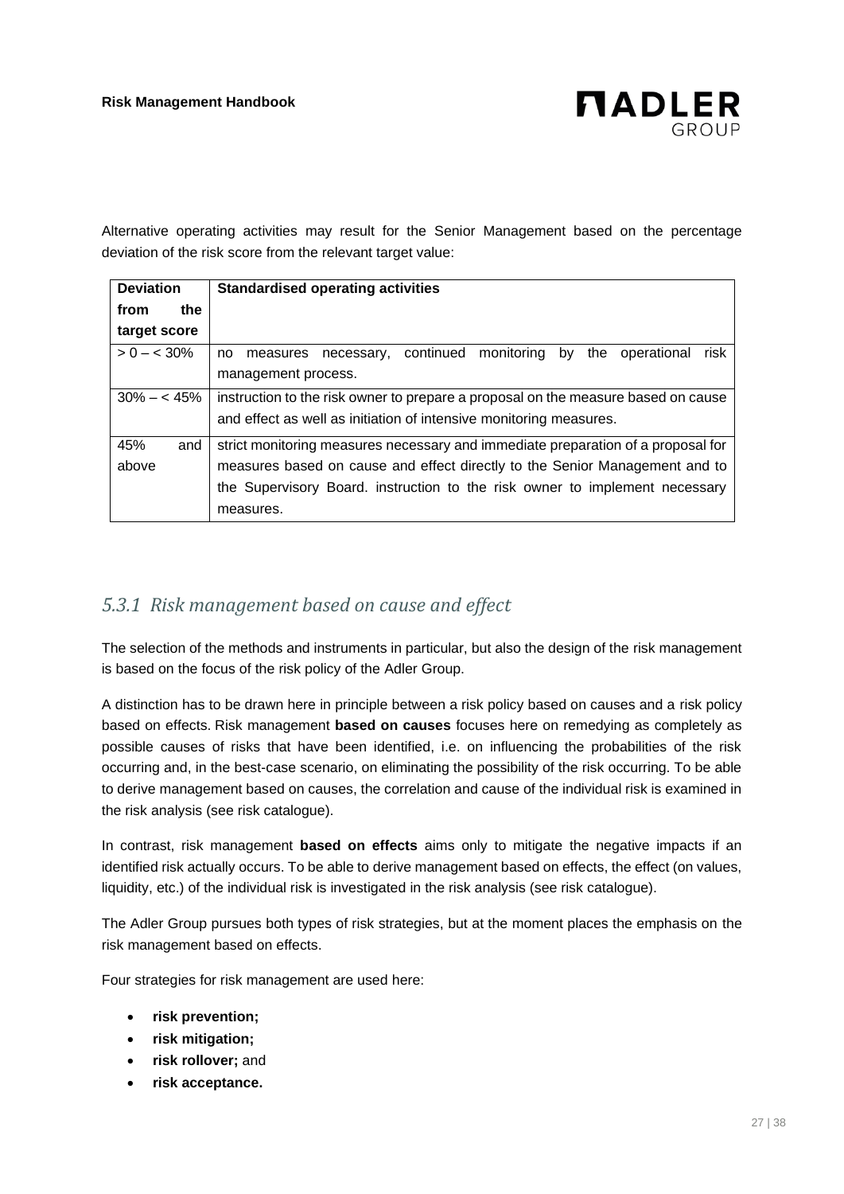Alternative operating activities may result for the Senior Management based on the percentage deviation of the risk score from the relevant target value:

| Deviation from the target score | Standardised operating activities |
| --- | --- |
| > 0 – < 30% | no measures necessary, continued monitoring by the operational risk management process. |
| 30% – < 45% | instruction to the risk owner to prepare a proposal on the measure based on cause and effect as well as initiation of intensive monitoring measures. |
| 45% and above | strict monitoring measures necessary and immediate preparation of a proposal for measures based on cause and effect directly to the Senior Management and to the Supervisory Board. instruction to the risk owner to implement necessary measures. |

### *5.3.1 Risk management based on cause and effect*

The selection of the methods and instruments in particular, but also the design of the risk management is based on the focus of the risk policy of the Adler Group.

A distinction has to be drawn here in principle between a risk policy based on causes and a risk policy based on effects. Risk management **based on causes** focuses here on remedying as completely as possible causes of risks that have been identified, i.e. on influencing the probabilities of the risk occurring and, in the best-case scenario, on eliminating the possibility of the risk occurring. To be able to derive management based on causes, the correlation and cause of the individual risk is examined in the risk analysis (see risk catalogue).

In contrast, risk management **based on effects** aims only to mitigate the negative impacts if an identified risk actually occurs. To be able to derive management based on effects, the effect (on values, liquidity, etc.) of the individual risk is investigated in the risk analysis (see risk catalogue).

The Adler Group pursues both types of risk strategies, but at the moment places the emphasis on the risk management based on effects.

Four strategies for risk management are used here:

- **risk prevention;**
- **risk mitigation;**
- **risk rollover;** and
- **risk acceptance.**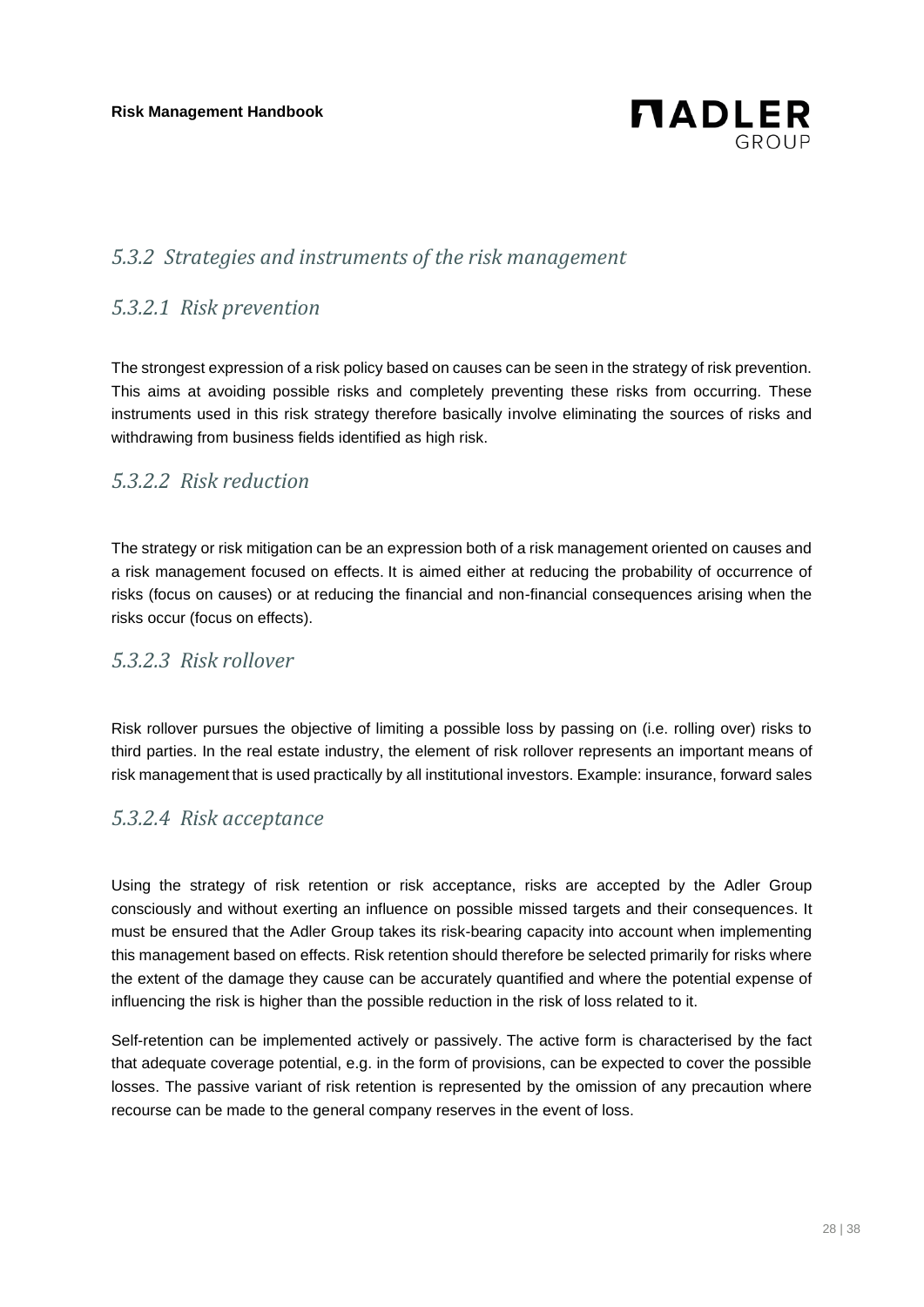### *5.3.2 Strategies and instruments of the risk management*

#### *5.3.2.1 Risk prevention*

The strongest expression of a risk policy based on causes can be seen in the strategy of risk prevention. This aims at avoiding possible risks and completely preventing these risks from occurring. These instruments used in this risk strategy therefore basically involve eliminating the sources of risks and withdrawing from business fields identified as high risk.

#### *5.3.2.2 Risk reduction*

The strategy or risk mitigation can be an expression both of a risk management oriented on causes and a risk management focused on effects. It is aimed either at reducing the probability of occurrence of risks (focus on causes) or at reducing the financial and non-financial consequences arising when the risks occur (focus on effects).

#### *5.3.2.3 Risk rollover*

Risk rollover pursues the objective of limiting a possible loss by passing on (i.e. rolling over) risks to third parties. In the real estate industry, the element of risk rollover represents an important means of risk management that is used practically by all institutional investors. Example: insurance, forward sales

#### *5.3.2.4 Risk acceptance*

Using the strategy of risk retention or risk acceptance, risks are accepted by the Adler Group consciously and without exerting an influence on possible missed targets and their consequences. It must be ensured that the Adler Group takes its risk-bearing capacity into account when implementing this management based on effects. Risk retention should therefore be selected primarily for risks where the extent of the damage they cause can be accurately quantified and where the potential expense of influencing the risk is higher than the possible reduction in the risk of loss related to it.

Self-retention can be implemented actively or passively. The active form is characterised by the fact that adequate coverage potential, e.g. in the form of provisions, can be expected to cover the possible losses. The passive variant of risk retention is represented by the omission of any precaution where recourse can be made to the general company reserves in the event of loss.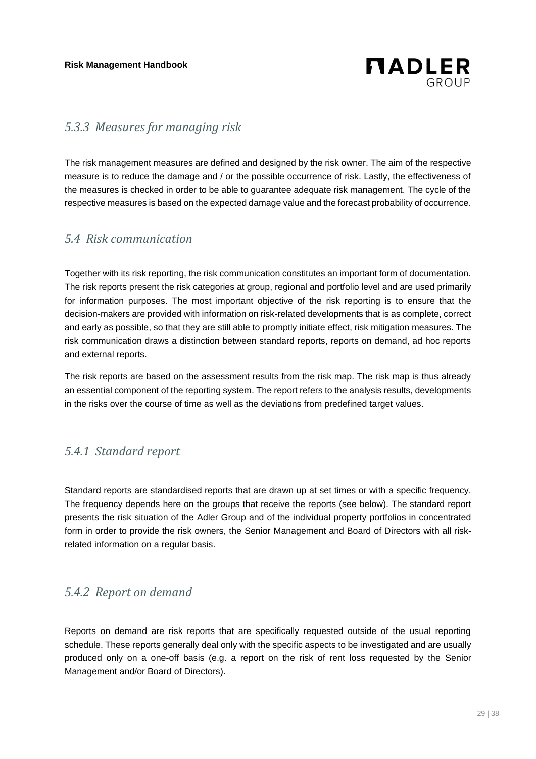### *5.3.3 Measures for managing risk*

The risk management measures are defined and designed by the risk owner. The aim of the respective measure is to reduce the damage and / or the possible occurrence of risk. Lastly, the effectiveness of the measures is checked in order to be able to guarantee adequate risk management. The cycle of the respective measures is based on the expected damage value and the forecast probability of occurrence.

## *5.4 Risk communication*

Together with its risk reporting, the risk communication constitutes an important form of documentation. The risk reports present the risk categories at group, regional and portfolio level and are used primarily for information purposes. The most important objective of the risk reporting is to ensure that the decision-makers are provided with information on risk-related developments that is as complete, correct and early as possible, so that they are still able to promptly initiate effect, risk mitigation measures. The risk communication draws a distinction between standard reports, reports on demand, ad hoc reports and external reports.

The risk reports are based on the assessment results from the risk map. The risk map is thus already an essential component of the reporting system. The report refers to the analysis results, developments in the risks over the course of time as well as the deviations from predefined target values.

### *5.4.1 Standard report*

Standard reports are standardised reports that are drawn up at set times or with a specific frequency. The frequency depends here on the groups that receive the reports (see below). The standard report presents the risk situation of the Adler Group and of the individual property portfolios in concentrated form in order to provide the risk owners, the Senior Management and Board of Directors with all risk-related information on a regular basis.

### *5.4.2 Report on demand*

Reports on demand are risk reports that are specifically requested outside of the usual reporting schedule. These reports generally deal only with the specific aspects to be investigated and are usually produced only on a one-off basis (e.g. a report on the risk of rent loss requested by the Senior Management and/or Board of Directors).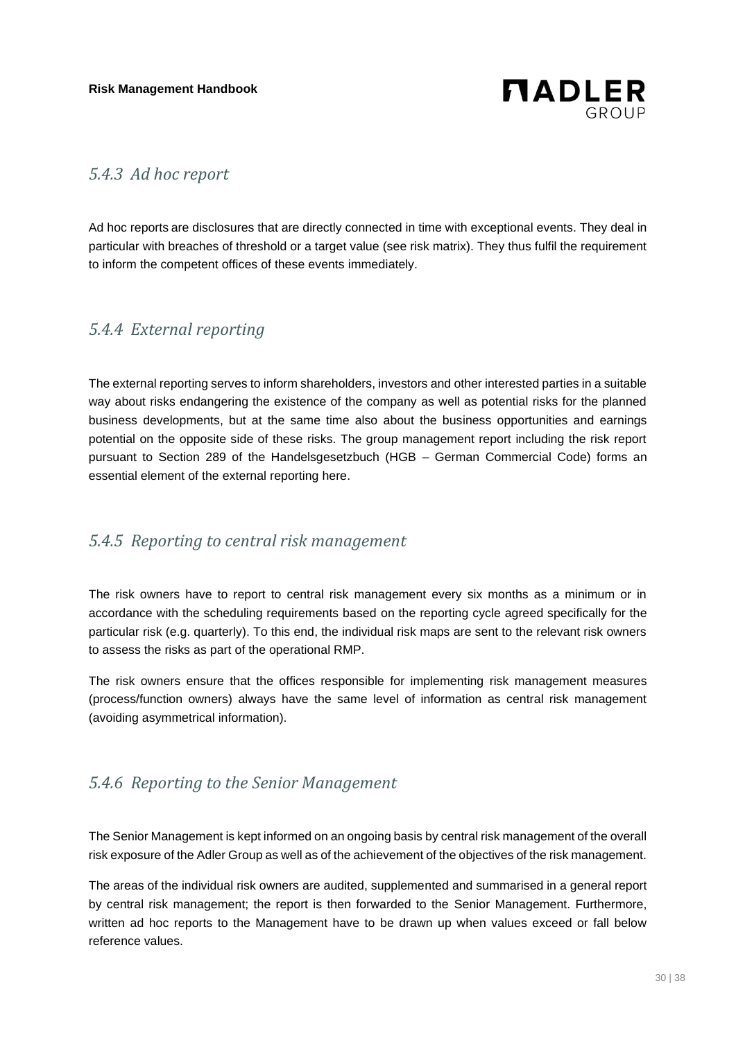### *5.4.3 Ad hoc report*

Ad hoc reports are disclosures that are directly connected in time with exceptional events. They deal in particular with breaches of threshold or a target value (see risk matrix). They thus fulfil the requirement to inform the competent offices of these events immediately.

### *5.4.4 External reporting*

The external reporting serves to inform shareholders, investors and other interested parties in a suitable way about risks endangering the existence of the company as well as potential risks for the planned business developments, but at the same time also about the business opportunities and earnings potential on the opposite side of these risks. The group management report including the risk report pursuant to Section 289 of the Handelsgesetzbuch (HGB – German Commercial Code) forms an essential element of the external reporting here.

### *5.4.5 Reporting to central risk management*

The risk owners have to report to central risk management every six months as a minimum or in accordance with the scheduling requirements based on the reporting cycle agreed specifically for the particular risk (e.g. quarterly). To this end, the individual risk maps are sent to the relevant risk owners to assess the risks as part of the operational RMP.

The risk owners ensure that the offices responsible for implementing risk management measures (process/function owners) always have the same level of information as central risk management (avoiding asymmetrical information).

### *5.4.6 Reporting to the Senior Management*

The Senior Management is kept informed on an ongoing basis by central risk management of the overall risk exposure of the Adler Group as well as of the achievement of the objectives of the risk management.

The areas of the individual risk owners are audited, supplemented and summarised in a general report by central risk management; the report is then forwarded to the Senior Management. Furthermore, written ad hoc reports to the Management have to be drawn up when values exceed or fall below reference values.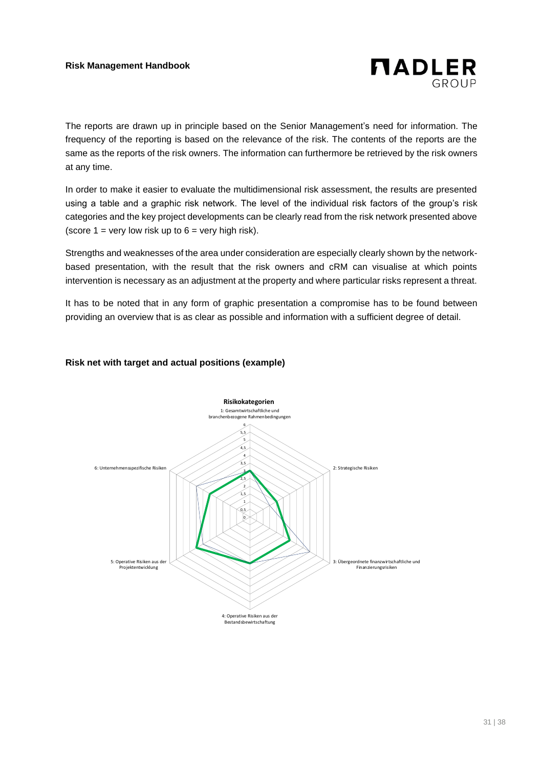The reports are drawn up in principle based on the Senior Management's need for information. The frequency of the reporting is based on the relevance of the risk. The contents of the reports are the same as the reports of the risk owners. The information can furthermore be retrieved by the risk owners at any time.

In order to make it easier to evaluate the multidimensional risk assessment, the results are presented using a table and a graphic risk network. The level of the individual risk factors of the group's risk categories and the key project developments can be clearly read from the risk network presented above (score 1 = very low risk up to 6 = very high risk).

Strengths and weaknesses of the area under consideration are especially clearly shown by the network-based presentation, with the result that the risk owners and cRM can visualise at which points intervention is necessary as an adjustment at the property and where particular risks represent a threat.

It has to be noted that in any form of graphic presentation a compromise has to be found between providing an overview that is as clear as possible and information with a sufficient degree of detail.

**Risk net with target and actual positions (example)**

**Risikokategorien**

1: Gesamtwirtschaftliche und branchenbezogene Rahmenbedingungen

2: Strategische Risiken

3: Übergeordnete finanzwirtschaftliche und Finanzierungsrisiken

4: Operative Risiken aus der Bestandsbewirtschaftung

5: Operative Risiken aus der Projektentwicklung

6: Unternehmensspezifische Risiken

0, 0,5, 1, 1,5, 2, 2,5, 3, 3,5, 4, 4,5, 5, 5,5, 6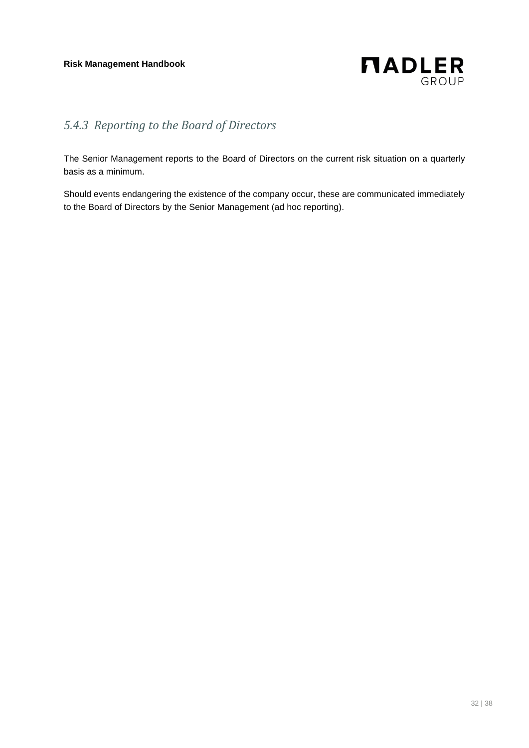### *5.4.3 Reporting to the Board of Directors*

The Senior Management reports to the Board of Directors on the current risk situation on a quarterly basis as a minimum.

Should events endangering the existence of the company occur, these are communicated immediately to the Board of Directors by the Senior Management (ad hoc reporting).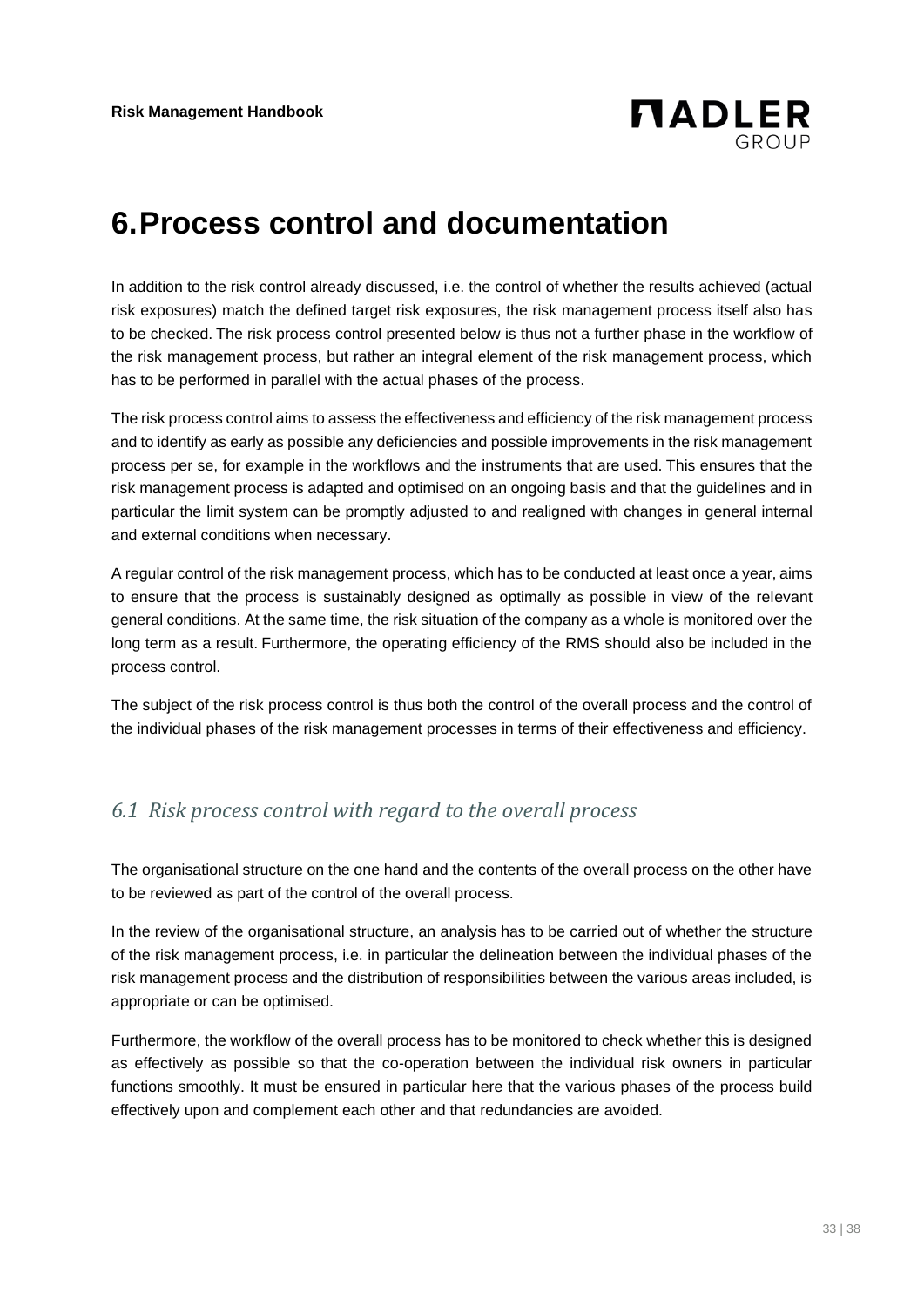# 6. Process control and documentation

In addition to the risk control already discussed, i.e. the control of whether the results achieved (actual risk exposures) match the defined target risk exposures, the risk management process itself also has to be checked. The risk process control presented below is thus not a further phase in the workflow of the risk management process, but rather an integral element of the risk management process, which has to be performed in parallel with the actual phases of the process.

The risk process control aims to assess the effectiveness and efficiency of the risk management process and to identify as early as possible any deficiencies and possible improvements in the risk management process per se, for example in the workflows and the instruments that are used. This ensures that the risk management process is adapted and optimised on an ongoing basis and that the guidelines and in particular the limit system can be promptly adjusted to and realigned with changes in general internal and external conditions when necessary.

A regular control of the risk management process, which has to be conducted at least once a year, aims to ensure that the process is sustainably designed as optimally as possible in view of the relevant general conditions. At the same time, the risk situation of the company as a whole is monitored over the long term as a result. Furthermore, the operating efficiency of the RMS should also be included in the process control.

The subject of the risk process control is thus both the control of the overall process and the control of the individual phases of the risk management processes in terms of their effectiveness and efficiency.

## *6.1 Risk process control with regard to the overall process*

The organisational structure on the one hand and the contents of the overall process on the other have to be reviewed as part of the control of the overall process.

In the review of the organisational structure, an analysis has to be carried out of whether the structure of the risk management process, i.e. in particular the delineation between the individual phases of the risk management process and the distribution of responsibilities between the various areas included, is appropriate or can be optimised.

Furthermore, the workflow of the overall process has to be monitored to check whether this is designed as effectively as possible so that the co-operation between the individual risk owners in particular functions smoothly. It must be ensured in particular here that the various phases of the process build effectively upon and complement each other and that redundancies are avoided.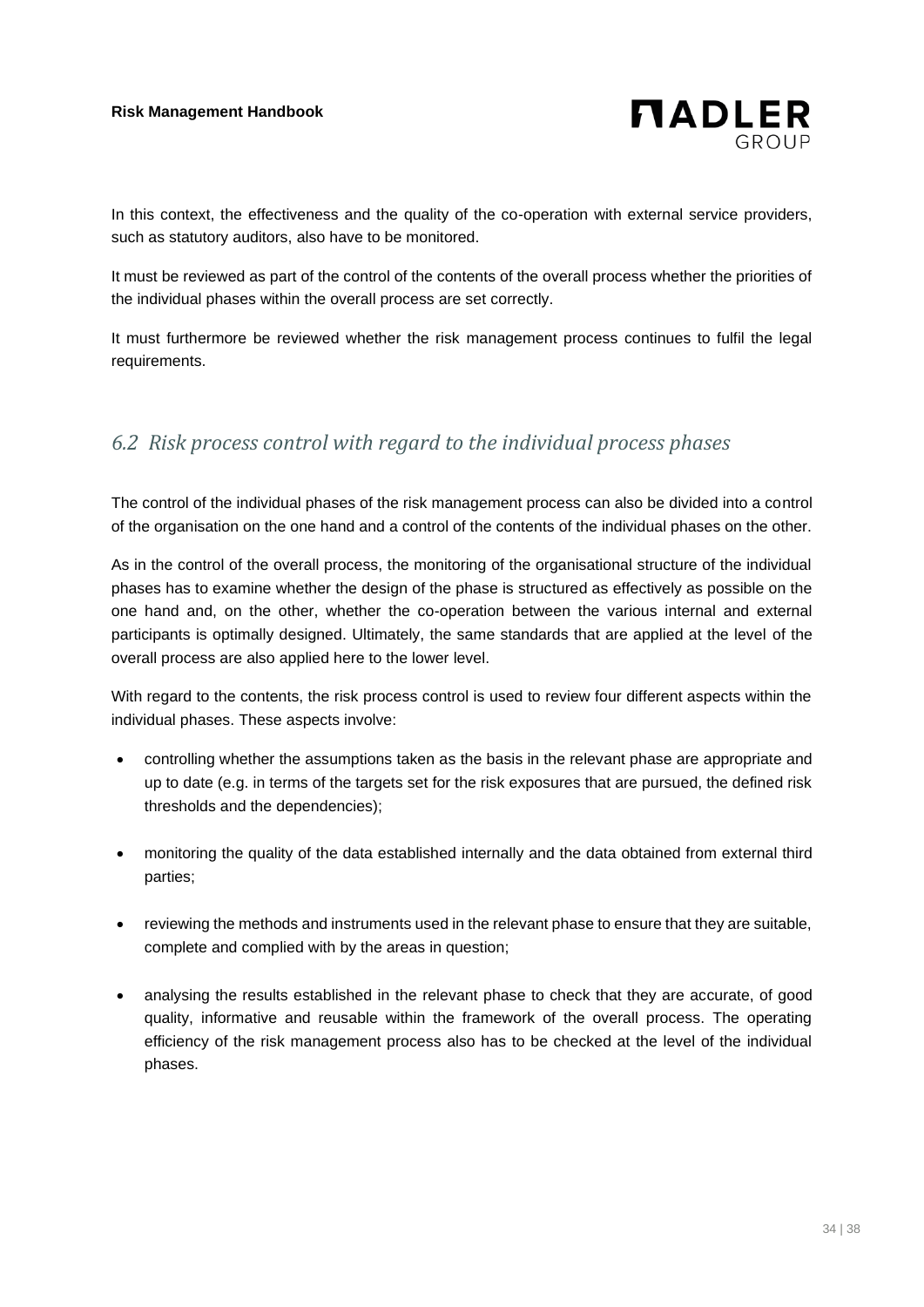In this context, the effectiveness and the quality of the co-operation with external service providers, such as statutory auditors, also have to be monitored.

It must be reviewed as part of the control of the contents of the overall process whether the priorities of the individual phases within the overall process are set correctly.

It must furthermore be reviewed whether the risk management process continues to fulfil the legal requirements.

## *6.2 Risk process control with regard to the individual process phases*

The control of the individual phases of the risk management process can also be divided into a control of the organisation on the one hand and a control of the contents of the individual phases on the other.

As in the control of the overall process, the monitoring of the organisational structure of the individual phases has to examine whether the design of the phase is structured as effectively as possible on the one hand and, on the other, whether the co-operation between the various internal and external participants is optimally designed. Ultimately, the same standards that are applied at the level of the overall process are also applied here to the lower level.

With regard to the contents, the risk process control is used to review four different aspects within the individual phases. These aspects involve:

- controlling whether the assumptions taken as the basis in the relevant phase are appropriate and up to date (e.g. in terms of the targets set for the risk exposures that are pursued, the defined risk thresholds and the dependencies);
- monitoring the quality of the data established internally and the data obtained from external third parties;
- reviewing the methods and instruments used in the relevant phase to ensure that they are suitable, complete and complied with by the areas in question;
- analysing the results established in the relevant phase to check that they are accurate, of good quality, informative and reusable within the framework of the overall process. The operating efficiency of the risk management process also has to be checked at the level of the individual phases.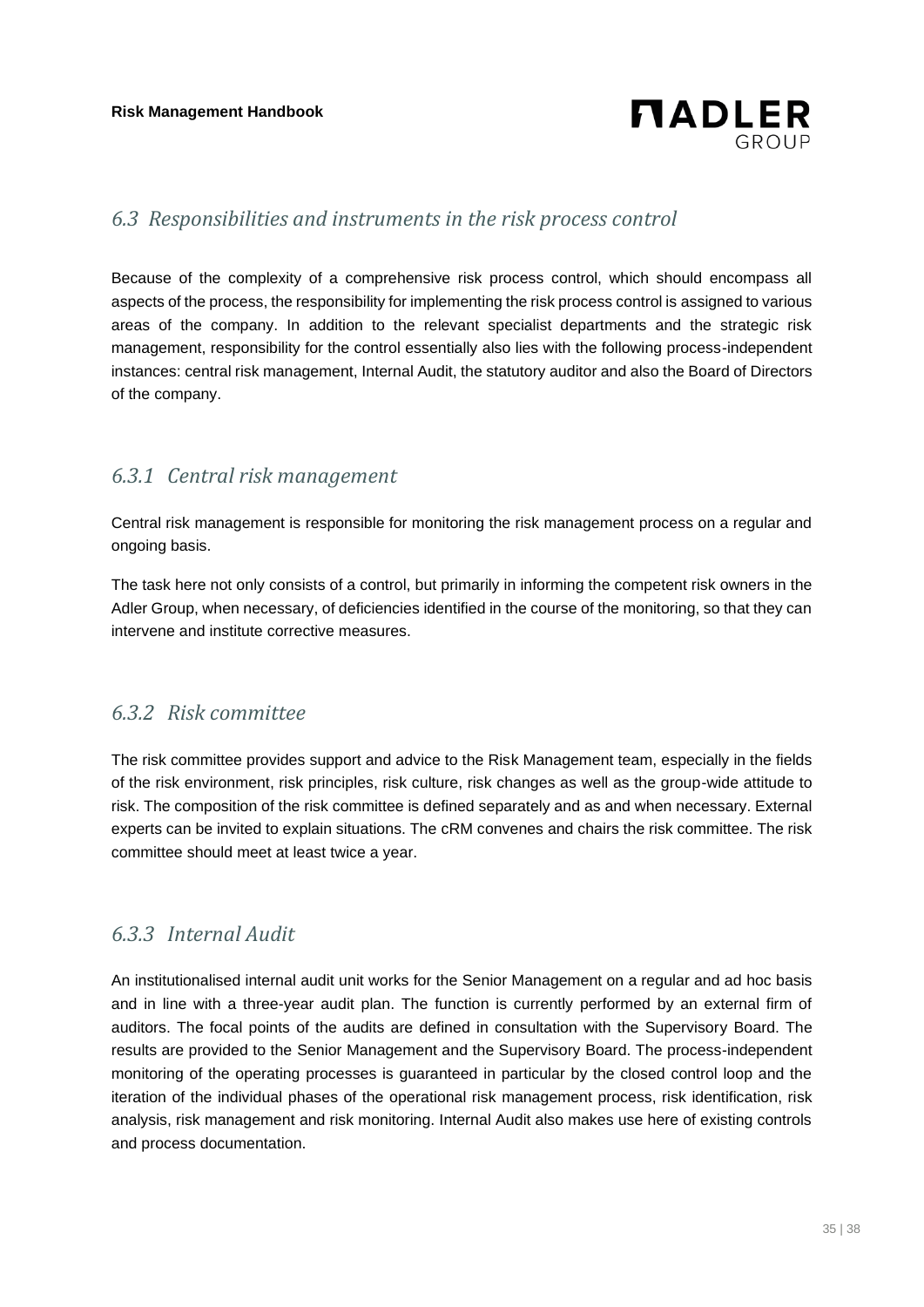## *6.3 Responsibilities and instruments in the risk process control*

Because of the complexity of a comprehensive risk process control, which should encompass all aspects of the process, the responsibility for implementing the risk process control is assigned to various areas of the company. In addition to the relevant specialist departments and the strategic risk management, responsibility for the control essentially also lies with the following process-independent instances: central risk management, Internal Audit, the statutory auditor and also the Board of Directors of the company.

### *6.3.1 Central risk management*

Central risk management is responsible for monitoring the risk management process on a regular and ongoing basis.

The task here not only consists of a control, but primarily in informing the competent risk owners in the Adler Group, when necessary, of deficiencies identified in the course of the monitoring, so that they can intervene and institute corrective measures.

### *6.3.2 Risk committee*

The risk committee provides support and advice to the Risk Management team, especially in the fields of the risk environment, risk principles, risk culture, risk changes as well as the group-wide attitude to risk. The composition of the risk committee is defined separately and as and when necessary. External experts can be invited to explain situations. The cRM convenes and chairs the risk committee. The risk committee should meet at least twice a year.

### *6.3.3 Internal Audit*

An institutionalised internal audit unit works for the Senior Management on a regular and ad hoc basis and in line with a three-year audit plan. The function is currently performed by an external firm of auditors. The focal points of the audits are defined in consultation with the Supervisory Board. The results are provided to the Senior Management and the Supervisory Board. The process-independent monitoring of the operating processes is guaranteed in particular by the closed control loop and the iteration of the individual phases of the operational risk management process, risk identification, risk analysis, risk management and risk monitoring. Internal Audit also makes use here of existing controls and process documentation.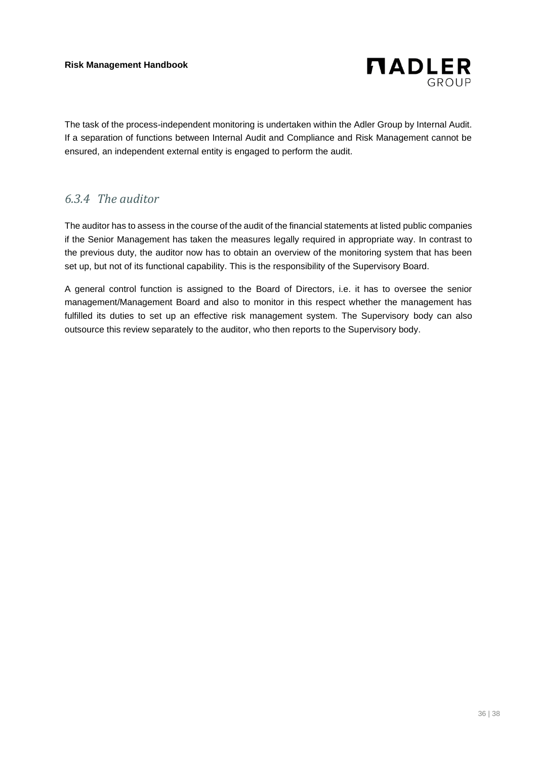The task of the process-independent monitoring is undertaken within the Adler Group by Internal Audit. If a separation of functions between Internal Audit and Compliance and Risk Management cannot be ensured, an independent external entity is engaged to perform the audit.

### *6.3.4 The auditor*

The auditor has to assess in the course of the audit of the financial statements at listed public companies if the Senior Management has taken the measures legally required in appropriate way. In contrast to the previous duty, the auditor now has to obtain an overview of the monitoring system that has been set up, but not of its functional capability. This is the responsibility of the Supervisory Board.

A general control function is assigned to the Board of Directors, i.e. it has to oversee the senior management/Management Board and also to monitor in this respect whether the management has fulfilled its duties to set up an effective risk management system. The Supervisory body can also outsource this review separately to the auditor, who then reports to the Supervisory body.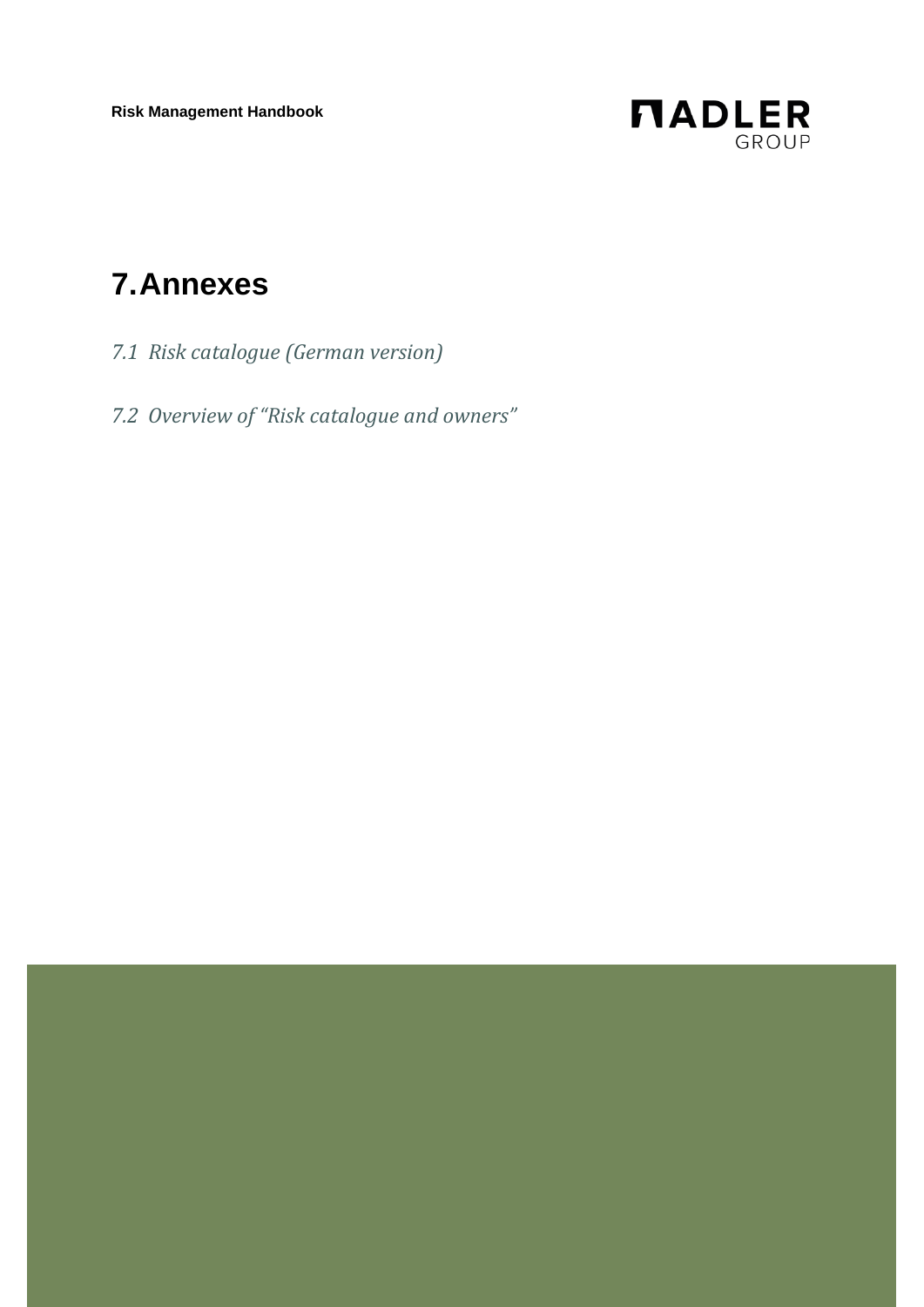# 7. Annexes

*7.1 Risk catalogue (German version)*

*7.2 Overview of "Risk catalogue and owners"*